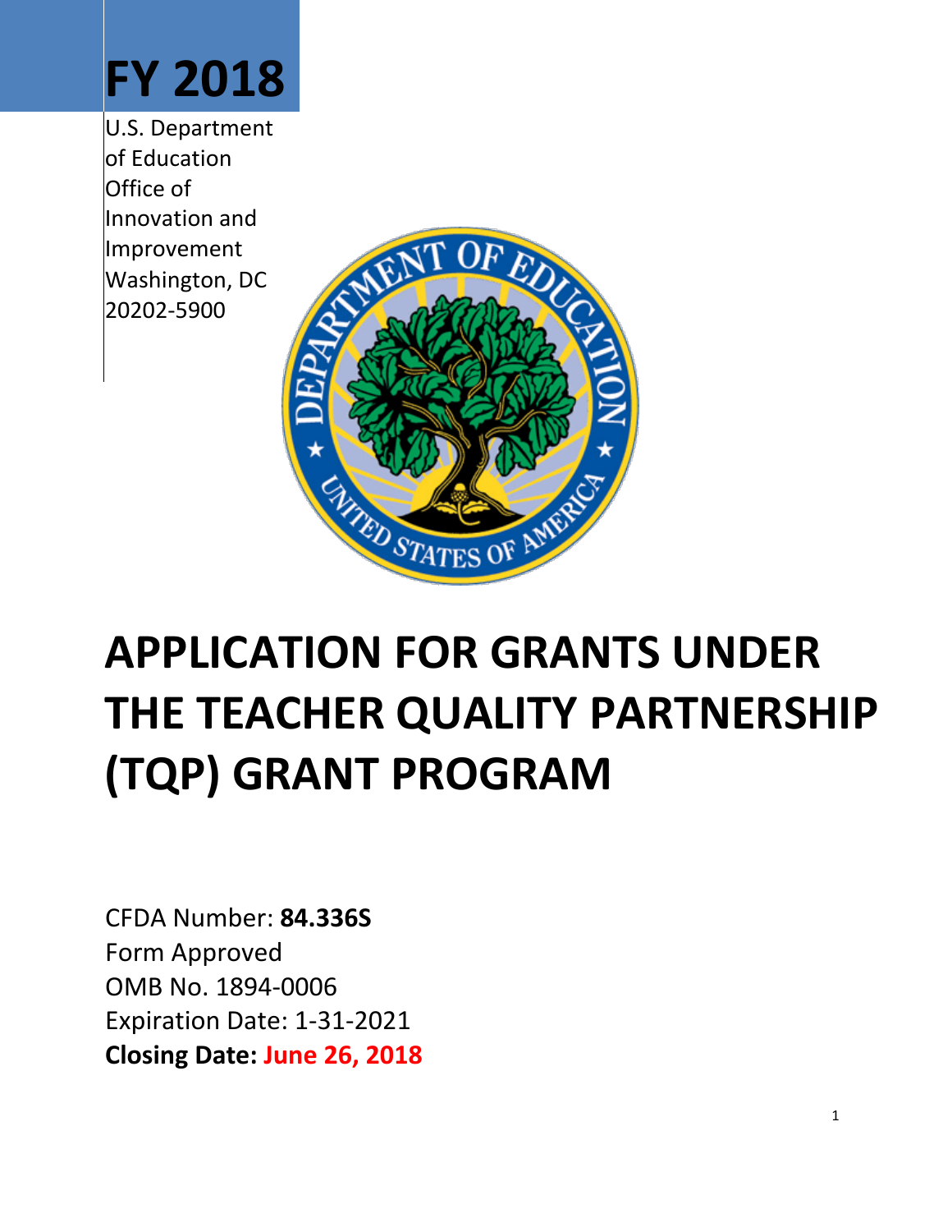# FY 2018

U.S. Department of Education
Office of Innovation and Improvement
Washington, DC 20202-5900

# APPLICATION FOR GRANTS UNDER THE TEACHER QUALITY PARTNERSHIP (TQP) GRANT PROGRAM

CFDA Number: **84.336S**
Form Approved
OMB No. 1894-0006
Expiration Date: 1-31-2021
**Closing Date: June 26, 2018**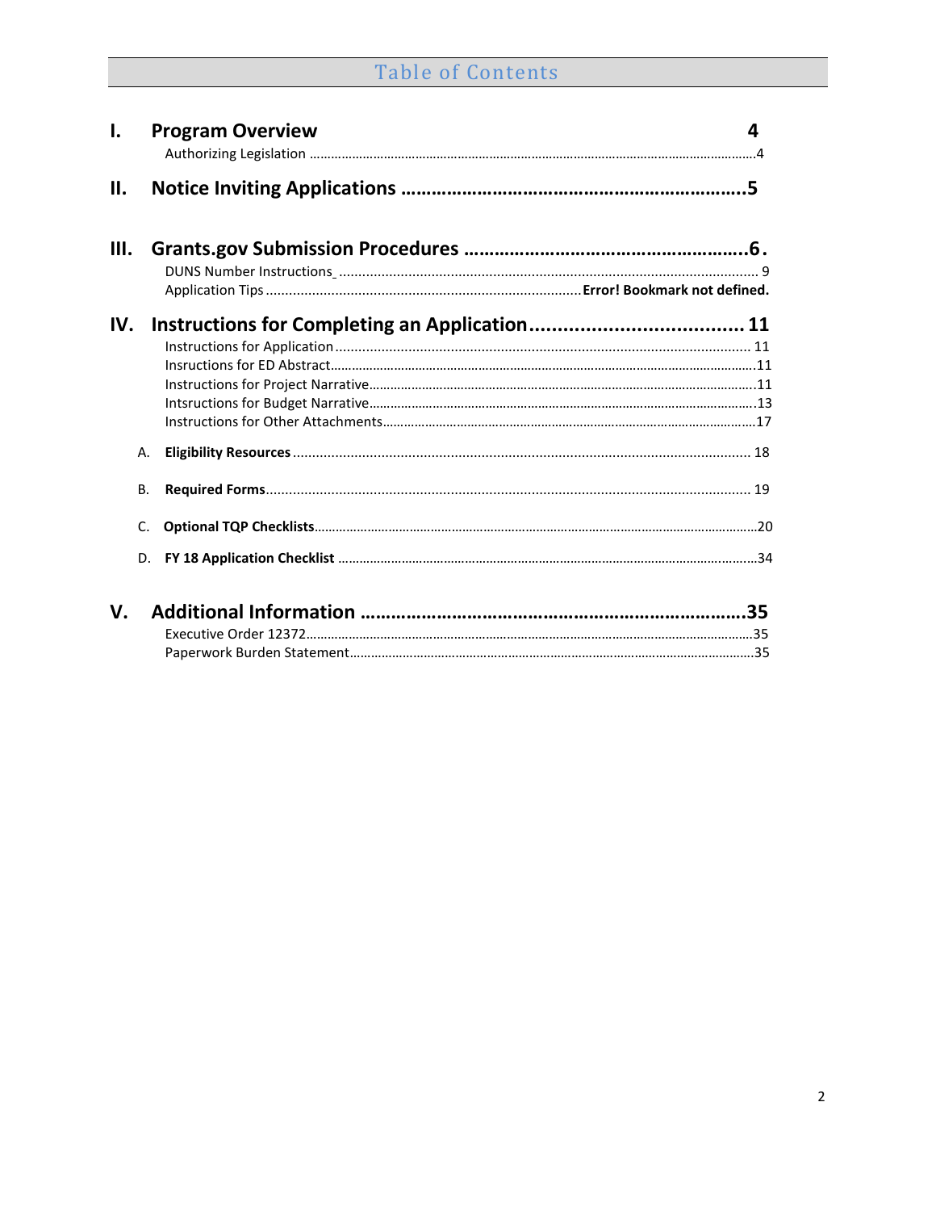# Table of Contents

**I. Program Overview** 4

Authorizing Legislation ....................................................................................................................4

**II. Notice Inviting Applications** ....................................................................5

**III. Grants.gov Submission Procedures** ....................................................6.

DUNS Number Instructions ........................................................................................................... 9

Application Tips ..................................................................................**Error! Bookmark not defined.**

**IV. Instructions for Completing an Application** ....................................... 11

Instructions for Application ............................................................................................................ 11

Insructions for ED Abstract.............................................................................................................11

Instructions for Project Narrative....................................................................................................11

Intsructions for Budget Narrative....................................................................................................13

Instructions for Other Attachments.................................................................................................17

A. **Eligibility Resources** ...................................................................................................... 18

B. **Required Forms**............................................................................................................. 19

C. **Optional TQP Checklists**...............................................................................................20

D. **FY 18 Application Checklist** ...........................................................................................34

**V. Additional Information** ............................................................................35

Executive Order 12372....................................................................................................................35

Paperwork Burden Statement.........................................................................................................35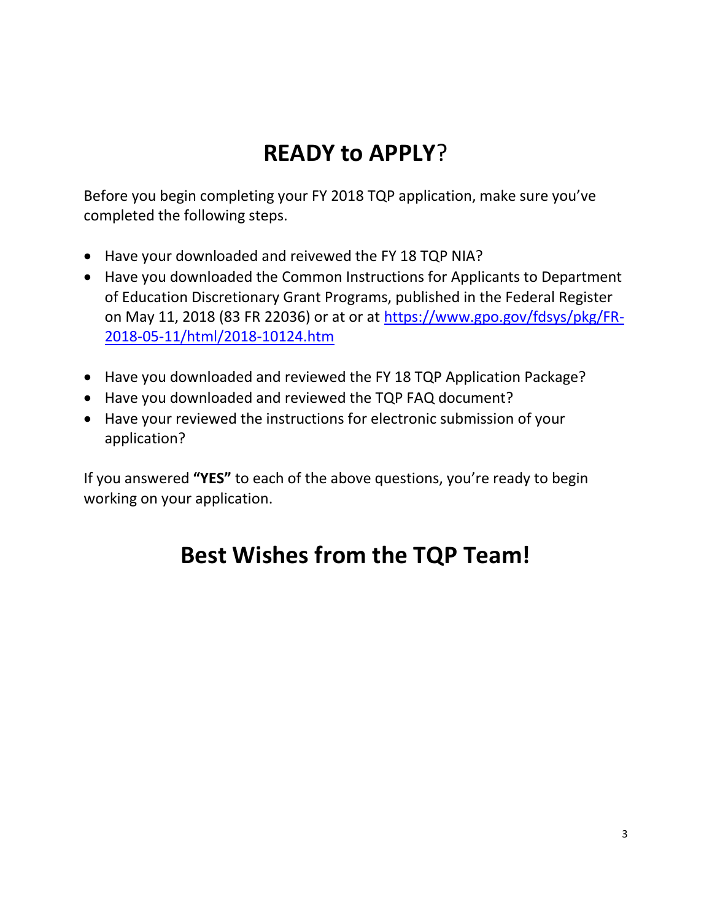# **READY to APPLY**?

Before you begin completing your FY 2018 TQP application, make sure you've completed the following steps.

- Have your downloaded and reivewed the FY 18 TQP NIA?
- Have you downloaded the Common Instructions for Applicants to Department of Education Discretionary Grant Programs, published in the Federal Register on May 11, 2018 (83 FR 22036) or at or at https://www.gpo.gov/fdsys/pkg/FR-2018-05-11/html/2018-10124.htm
- Have you downloaded and reviewed the FY 18 TQP Application Package?
- Have you downloaded and reviewed the TQP FAQ document?
- Have your reviewed the instructions for electronic submission of your application?

If you answered **"YES"** to each of the above questions, you're ready to begin working on your application.

# **Best Wishes from the TQP Team!**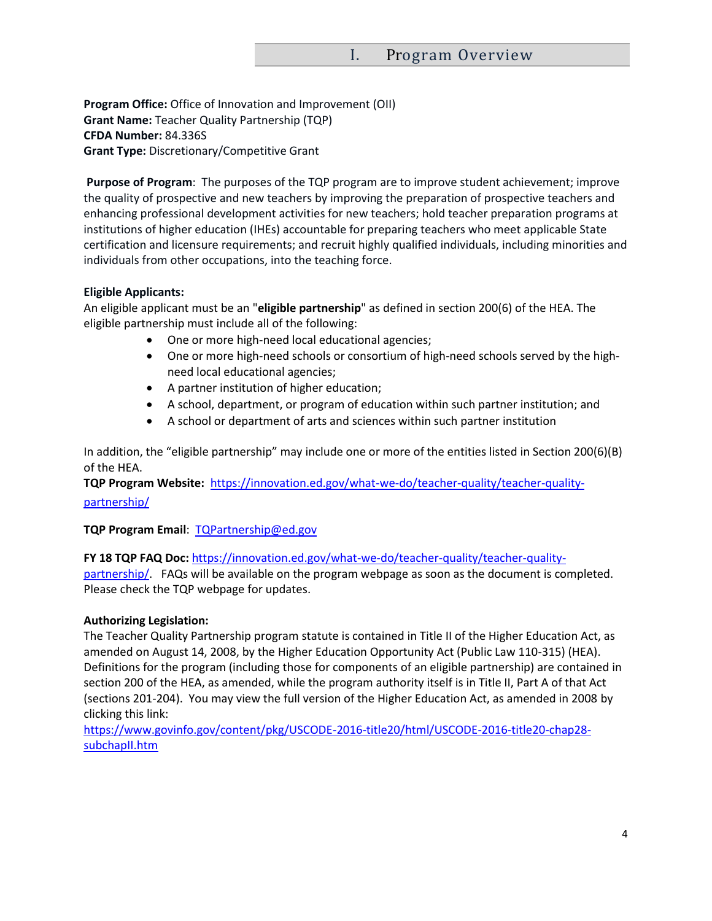# I. Program Overview

**Program Office:** Office of Innovation and Improvement (OII)
**Grant Name:** Teacher Quality Partnership (TQP)
**CFDA Number:** 84.336S
**Grant Type:** Discretionary/Competitive Grant

**Purpose of Program**: The purposes of the TQP program are to improve student achievement; improve the quality of prospective and new teachers by improving the preparation of prospective teachers and enhancing professional development activities for new teachers; hold teacher preparation programs at institutions of higher education (IHEs) accountable for preparing teachers who meet applicable State certification and licensure requirements; and recruit highly qualified individuals, including minorities and individuals from other occupations, into the teaching force.

**Eligible Applicants:**
An eligible applicant must be an "**eligible partnership**" as defined in section 200(6) of the HEA. The eligible partnership must include all of the following:

- One or more high-need local educational agencies;
- One or more high-need schools or consortium of high-need schools served by the high-need local educational agencies;
- A partner institution of higher education;
- A school, department, or program of education within such partner institution; and
- A school or department of arts and sciences within such partner institution

In addition, the "eligible partnership" may include one or more of the entities listed in Section 200(6)(B) of the HEA.

**TQP Program Website:** https://innovation.ed.gov/what-we-do/teacher-quality/teacher-quality-partnership/

**TQP Program Email**: TQPartnership@ed.gov

**FY 18 TQP FAQ Doc:** https://innovation.ed.gov/what-we-do/teacher-quality/teacher-quality-partnership/. FAQs will be available on the program webpage as soon as the document is completed. Please check the TQP webpage for updates.

**Authorizing Legislation:**
The Teacher Quality Partnership program statute is contained in Title II of the Higher Education Act, as amended on August 14, 2008, by the Higher Education Opportunity Act (Public Law 110-315) (HEA). Definitions for the program (including those for components of an eligible partnership) are contained in section 200 of the HEA, as amended, while the program authority itself is in Title II, Part A of that Act (sections 201-204). You may view the full version of the Higher Education Act, as amended in 2008 by clicking this link:
https://www.govinfo.gov/content/pkg/USCODE-2016-title20/html/USCODE-2016-title20-chap28-subchapII.htm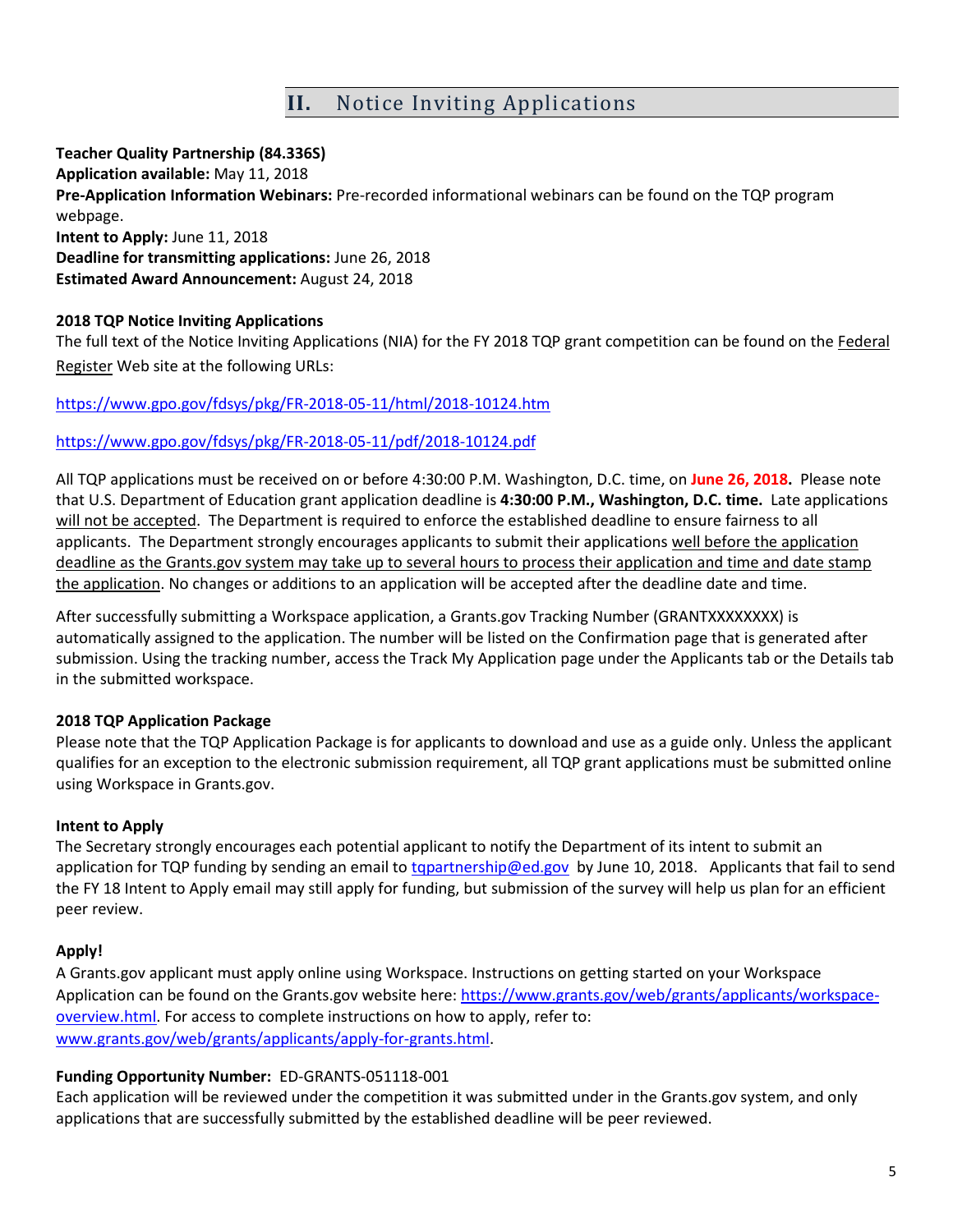## II. Notice Inviting Applications

**Teacher Quality Partnership (84.336S)**
**Application available:** May 11, 2018
**Pre-Application Information Webinars:** Pre-recorded informational webinars can be found on the TQP program webpage.
**Intent to Apply:** June 11, 2018
**Deadline for transmitting applications:** June 26, 2018
**Estimated Award Announcement:** August 24, 2018

**2018 TQP Notice Inviting Applications**

The full text of the Notice Inviting Applications (NIA) for the FY 2018 TQP grant competition can be found on the Federal Register Web site at the following URLs:

https://www.gpo.gov/fdsys/pkg/FR-2018-05-11/html/2018-10124.htm

https://www.gpo.gov/fdsys/pkg/FR-2018-05-11/pdf/2018-10124.pdf

All TQP applications must be received on or before 4:30:00 P.M. Washington, D.C. time, on **June 26, 2018.** Please note that U.S. Department of Education grant application deadline is **4:30:00 P.M., Washington, D.C. time.** Late applications will not be accepted. The Department is required to enforce the established deadline to ensure fairness to all applicants. The Department strongly encourages applicants to submit their applications well before the application deadline as the Grants.gov system may take up to several hours to process their application and time and date stamp the application. No changes or additions to an application will be accepted after the deadline date and time.

After successfully submitting a Workspace application, a Grants.gov Tracking Number (GRANTXXXXXXXX) is automatically assigned to the application. The number will be listed on the Confirmation page that is generated after submission. Using the tracking number, access the Track My Application page under the Applicants tab or the Details tab in the submitted workspace.

**2018 TQP Application Package**

Please note that the TQP Application Package is for applicants to download and use as a guide only. Unless the applicant qualifies for an exception to the electronic submission requirement, all TQP grant applications must be submitted online using Workspace in Grants.gov.

**Intent to Apply**

The Secretary strongly encourages each potential applicant to notify the Department of its intent to submit an application for TQP funding by sending an email to tqpartnership@ed.gov by June 10, 2018. Applicants that fail to send the FY 18 Intent to Apply email may still apply for funding, but submission of the survey will help us plan for an efficient peer review.

**Apply!**

A Grants.gov applicant must apply online using Workspace. Instructions on getting started on your Workspace Application can be found on the Grants.gov website here: https://www.grants.gov/web/grants/applicants/workspace-overview.html. For access to complete instructions on how to apply, refer to: www.grants.gov/web/grants/applicants/apply-for-grants.html.

**Funding Opportunity Number:** ED-GRANTS-051118-001

Each application will be reviewed under the competition it was submitted under in the Grants.gov system, and only applications that are successfully submitted by the established deadline will be peer reviewed.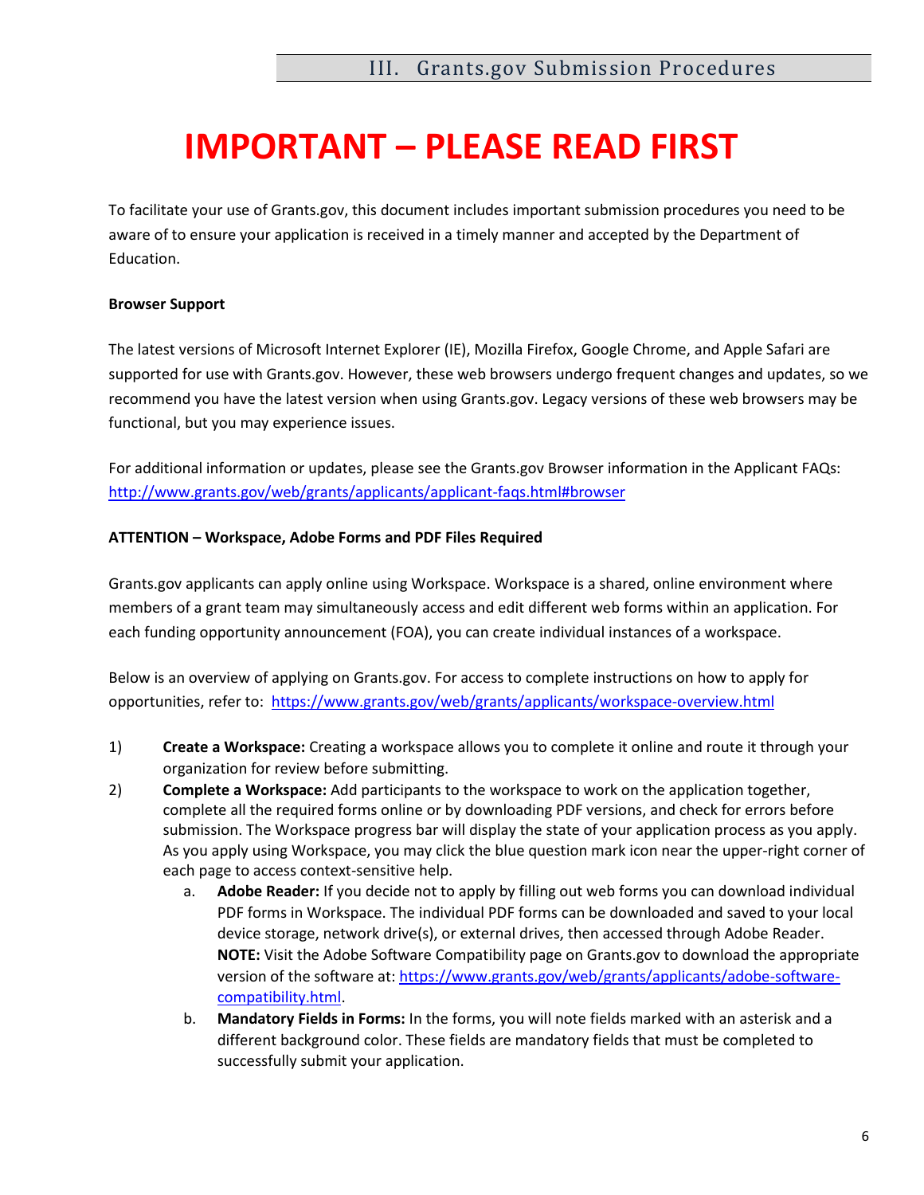# IMPORTANT – PLEASE READ FIRST

To facilitate your use of Grants.gov, this document includes important submission procedures you need to be aware of to ensure your application is received in a timely manner and accepted by the Department of Education.

**Browser Support**

The latest versions of Microsoft Internet Explorer (IE), Mozilla Firefox, Google Chrome, and Apple Safari are supported for use with Grants.gov. However, these web browsers undergo frequent changes and updates, so we recommend you have the latest version when using Grants.gov. Legacy versions of these web browsers may be functional, but you may experience issues.

For additional information or updates, please see the Grants.gov Browser information in the Applicant FAQs: http://www.grants.gov/web/grants/applicants/applicant-faqs.html#browser

**ATTENTION – Workspace, Adobe Forms and PDF Files Required**

Grants.gov applicants can apply online using Workspace. Workspace is a shared, online environment where members of a grant team may simultaneously access and edit different web forms within an application. For each funding opportunity announcement (FOA), you can create individual instances of a workspace.

Below is an overview of applying on Grants.gov. For access to complete instructions on how to apply for opportunities, refer to: https://www.grants.gov/web/grants/applicants/workspace-overview.html

1) **Create a Workspace:** Creating a workspace allows you to complete it online and route it through your organization for review before submitting.
2) **Complete a Workspace:** Add participants to the workspace to work on the application together, complete all the required forms online or by downloading PDF versions, and check for errors before submission. The Workspace progress bar will display the state of your application process as you apply. As you apply using Workspace, you may click the blue question mark icon near the upper-right corner of each page to access context-sensitive help.
    a. **Adobe Reader:** If you decide not to apply by filling out web forms you can download individual PDF forms in Workspace. The individual PDF forms can be downloaded and saved to your local device storage, network drive(s), or external drives, then accessed through Adobe Reader. **NOTE:** Visit the Adobe Software Compatibility page on Grants.gov to download the appropriate version of the software at: https://www.grants.gov/web/grants/applicants/adobe-software-compatibility.html.
    b. **Mandatory Fields in Forms:** In the forms, you will note fields marked with an asterisk and a different background color. These fields are mandatory fields that must be completed to successfully submit your application.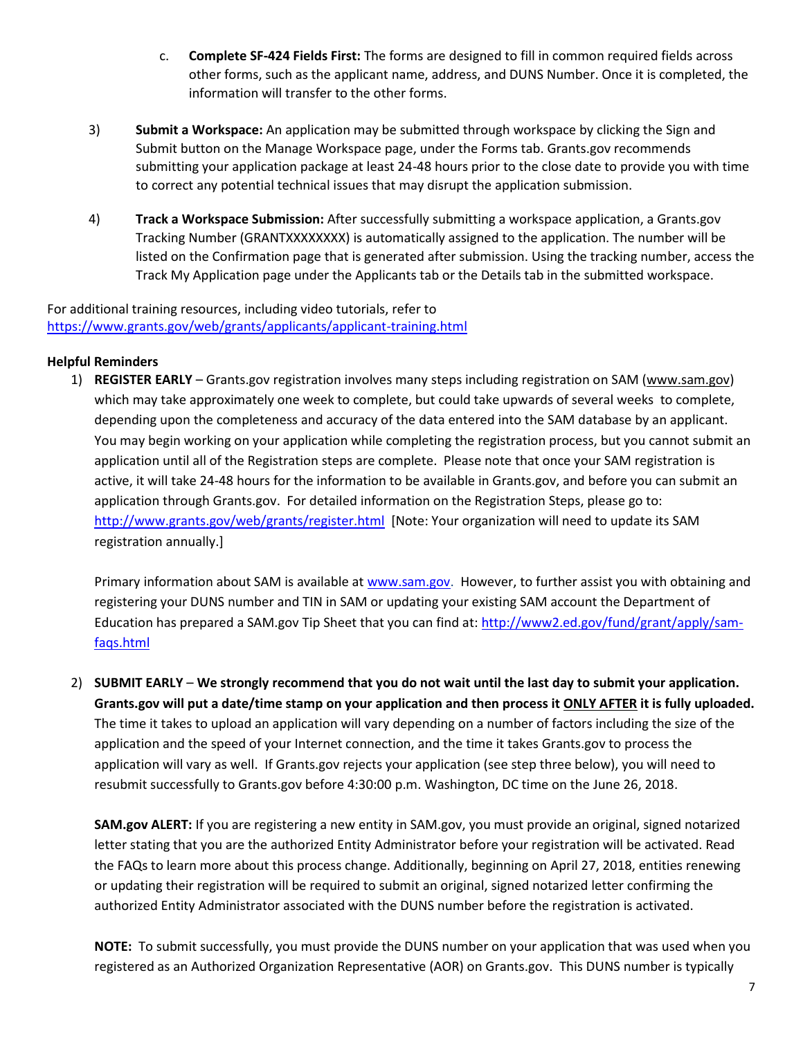c. **Complete SF-424 Fields First:** The forms are designed to fill in common required fields across other forms, such as the applicant name, address, and DUNS Number. Once it is completed, the information will transfer to the other forms.

3) **Submit a Workspace:** An application may be submitted through workspace by clicking the Sign and Submit button on the Manage Workspace page, under the Forms tab. Grants.gov recommends submitting your application package at least 24-48 hours prior to the close date to provide you with time to correct any potential technical issues that may disrupt the application submission.

4) **Track a Workspace Submission:** After successfully submitting a workspace application, a Grants.gov Tracking Number (GRANTXXXXXXXX) is automatically assigned to the application. The number will be listed on the Confirmation page that is generated after submission. Using the tracking number, access the Track My Application page under the Applicants tab or the Details tab in the submitted workspace.

For additional training resources, including video tutorials, refer to https://www.grants.gov/web/grants/applicants/applicant-training.html

**Helpful Reminders**

1) **REGISTER EARLY** – Grants.gov registration involves many steps including registration on SAM (www.sam.gov) which may take approximately one week to complete, but could take upwards of several weeks to complete, depending upon the completeness and accuracy of the data entered into the SAM database by an applicant. You may begin working on your application while completing the registration process, but you cannot submit an application until all of the Registration steps are complete. Please note that once your SAM registration is active, it will take 24-48 hours for the information to be available in Grants.gov, and before you can submit an application through Grants.gov. For detailed information on the Registration Steps, please go to: http://www.grants.gov/web/grants/register.html [Note: Your organization will need to update its SAM registration annually.]

   Primary information about SAM is available at www.sam.gov. However, to further assist you with obtaining and registering your DUNS number and TIN in SAM or updating your existing SAM account the Department of Education has prepared a SAM.gov Tip Sheet that you can find at: http://www2.ed.gov/fund/grant/apply/sam-faqs.html

2) **SUBMIT EARLY** – **We strongly recommend that you do not wait until the last day to submit your application. Grants.gov will put a date/time stamp on your application and then process it <u>ONLY AFTER</u> it is fully uploaded.** The time it takes to upload an application will vary depending on a number of factors including the size of the application and the speed of your Internet connection, and the time it takes Grants.gov to process the application will vary as well. If Grants.gov rejects your application (see step three below), you will need to resubmit successfully to Grants.gov before 4:30:00 p.m. Washington, DC time on the June 26, 2018.

   **SAM.gov ALERT:** If you are registering a new entity in SAM.gov, you must provide an original, signed notarized letter stating that you are the authorized Entity Administrator before your registration will be activated. Read the FAQs to learn more about this process change. Additionally, beginning on April 27, 2018, entities renewing or updating their registration will be required to submit an original, signed notarized letter confirming the authorized Entity Administrator associated with the DUNS number before the registration is activated.

   **NOTE:** To submit successfully, you must provide the DUNS number on your application that was used when you registered as an Authorized Organization Representative (AOR) on Grants.gov. This DUNS number is typically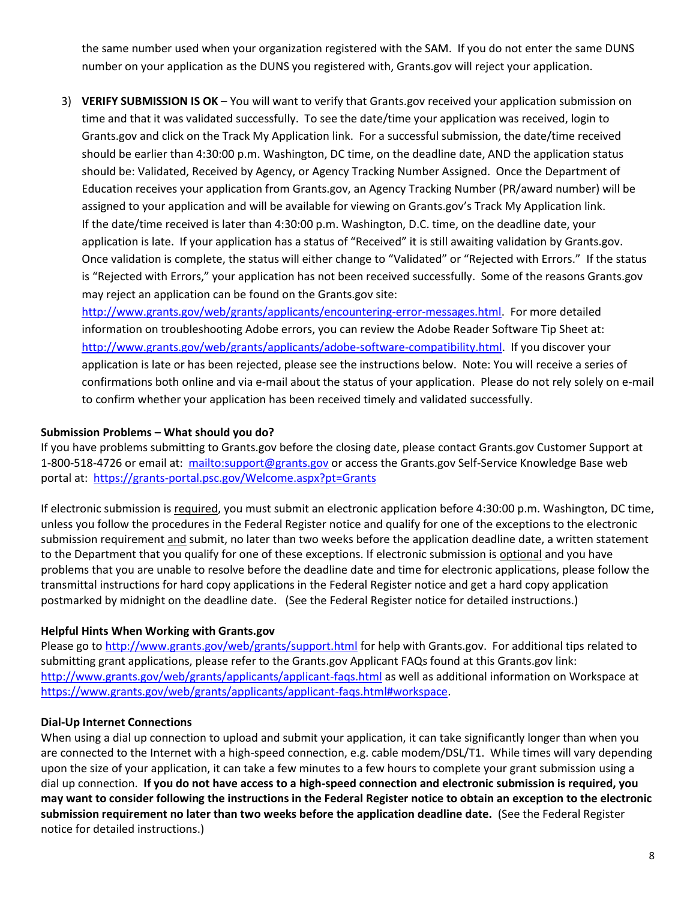the same number used when your organization registered with the SAM. If you do not enter the same DUNS number on your application as the DUNS you registered with, Grants.gov will reject your application.

3) **VERIFY SUBMISSION IS OK** – You will want to verify that Grants.gov received your application submission on time and that it was validated successfully. To see the date/time your application was received, login to Grants.gov and click on the Track My Application link. For a successful submission, the date/time received should be earlier than 4:30:00 p.m. Washington, DC time, on the deadline date, AND the application status should be: Validated, Received by Agency, or Agency Tracking Number Assigned. Once the Department of Education receives your application from Grants.gov, an Agency Tracking Number (PR/award number) will be assigned to your application and will be available for viewing on Grants.gov's Track My Application link. If the date/time received is later than 4:30:00 p.m. Washington, D.C. time, on the deadline date, your application is late. If your application has a status of "Received" it is still awaiting validation by Grants.gov. Once validation is complete, the status will either change to "Validated" or "Rejected with Errors." If the status is "Rejected with Errors," your application has not been received successfully. Some of the reasons Grants.gov may reject an application can be found on the Grants.gov site: http://www.grants.gov/web/grants/applicants/encountering-error-messages.html. For more detailed information on troubleshooting Adobe errors, you can review the Adobe Reader Software Tip Sheet at: http://www.grants.gov/web/grants/applicants/adobe-software-compatibility.html. If you discover your application is late or has been rejected, please see the instructions below. Note: You will receive a series of confirmations both online and via e-mail about the status of your application. Please do not rely solely on e-mail to confirm whether your application has been received timely and validated successfully.

**Submission Problems – What should you do?**

If you have problems submitting to Grants.gov before the closing date, please contact Grants.gov Customer Support at 1-800-518-4726 or email at: mailto:support@grants.gov or access the Grants.gov Self-Service Knowledge Base web portal at: https://grants-portal.psc.gov/Welcome.aspx?pt=Grants

If electronic submission is required, you must submit an electronic application before 4:30:00 p.m. Washington, DC time, unless you follow the procedures in the Federal Register notice and qualify for one of the exceptions to the electronic submission requirement and submit, no later than two weeks before the application deadline date, a written statement to the Department that you qualify for one of these exceptions. If electronic submission is optional and you have problems that you are unable to resolve before the deadline date and time for electronic applications, please follow the transmittal instructions for hard copy applications in the Federal Register notice and get a hard copy application postmarked by midnight on the deadline date. (See the Federal Register notice for detailed instructions.)

**Helpful Hints When Working with Grants.gov**

Please go to http://www.grants.gov/web/grants/support.html for help with Grants.gov. For additional tips related to submitting grant applications, please refer to the Grants.gov Applicant FAQs found at this Grants.gov link: http://www.grants.gov/web/grants/applicants/applicant-faqs.html as well as additional information on Workspace at https://www.grants.gov/web/grants/applicants/applicant-faqs.html#workspace.

**Dial-Up Internet Connections**

When using a dial up connection to upload and submit your application, it can take significantly longer than when you are connected to the Internet with a high-speed connection, e.g. cable modem/DSL/T1. While times will vary depending upon the size of your application, it can take a few minutes to a few hours to complete your grant submission using a dial up connection. **If you do not have access to a high-speed connection and electronic submission is required, you may want to consider following the instructions in the Federal Register notice to obtain an exception to the electronic submission requirement no later than two weeks before the application deadline date.** (See the Federal Register notice for detailed instructions.)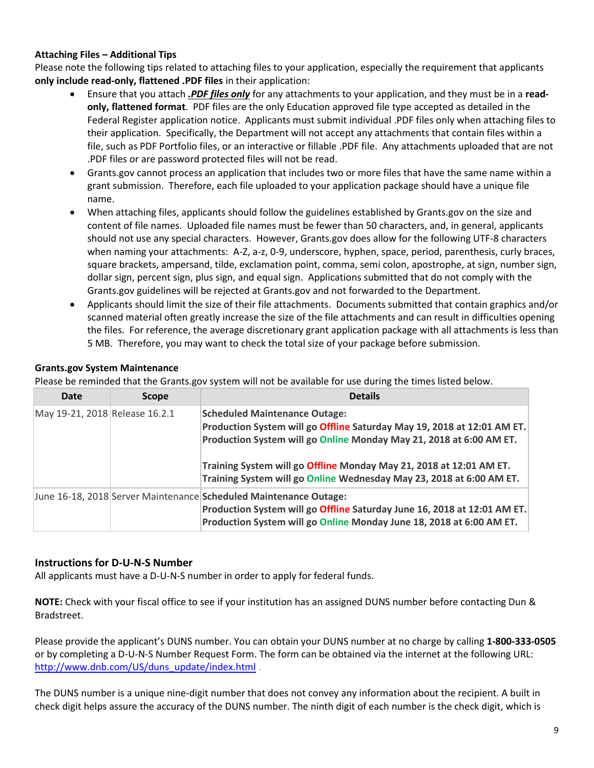**Attaching Files – Additional Tips**

Please note the following tips related to attaching files to your application, especially the requirement that applicants **only include read-only, flattened .PDF files** in their application:

- Ensure that you attach ***.PDF files only*** for any attachments to your application, and they must be in a **read-only, flattened format**. PDF files are the only Education approved file type accepted as detailed in the Federal Register application notice. Applicants must submit individual .PDF files only when attaching files to their application. Specifically, the Department will not accept any attachments that contain files within a file, such as PDF Portfolio files, or an interactive or fillable .PDF file. Any attachments uploaded that are not .PDF files or are password protected files will not be read.
- Grants.gov cannot process an application that includes two or more files that have the same name within a grant submission. Therefore, each file uploaded to your application package should have a unique file name.
- When attaching files, applicants should follow the guidelines established by Grants.gov on the size and content of file names. Uploaded file names must be fewer than 50 characters, and, in general, applicants should not use any special characters. However, Grants.gov does allow for the following UTF-8 characters when naming your attachments: A-Z, a-z, 0-9, underscore, hyphen, space, period, parenthesis, curly braces, square brackets, ampersand, tilde, exclamation point, comma, semi colon, apostrophe, at sign, number sign, dollar sign, percent sign, plus sign, and equal sign. Applications submitted that do not comply with the Grants.gov guidelines will be rejected at Grants.gov and not forwarded to the Department.
- Applicants should limit the size of their file attachments. Documents submitted that contain graphics and/or scanned material often greatly increase the size of the file attachments and can result in difficulties opening the files. For reference, the average discretionary grant application package with all attachments is less than 5 MB. Therefore, you may want to check the total size of your package before submission.

**Grants.gov System Maintenance**

Please be reminded that the Grants.gov system will not be available for use during the times listed below.

| Date | Scope | Details |
|---|---|---|
| May 19-21, 2018 | Release 16.2.1 | **Scheduled Maintenance Outage:**<br>**Production System will go Offline Saturday May 19, 2018 at 12:01 AM ET.**<br>**Production System will go Online Monday May 21, 2018 at 6:00 AM ET.**<br><br>**Training System will go Offline Monday May 21, 2018 at 12:01 AM ET.**<br>**Training System will go Online Wednesday May 23, 2018 at 6:00 AM ET.** |
| June 16-18, 2018 | Server Maintenance | **Scheduled Maintenance Outage:**<br>**Production System will go Offline Saturday June 16, 2018 at 12:01 AM ET.**<br>**Production System will go Online Monday June 18, 2018 at 6:00 AM ET.** |

## Instructions for D-U-N-S Number

All applicants must have a D-U-N-S number in order to apply for federal funds.

**NOTE:** Check with your fiscal office to see if your institution has an assigned DUNS number before contacting Dun & Bradstreet.

Please provide the applicant's DUNS number. You can obtain your DUNS number at no charge by calling **1-800-333-0505** or by completing a D-U-N-S Number Request Form. The form can be obtained via the internet at the following URL: http://www.dnb.com/US/duns_update/index.html .

The DUNS number is a unique nine-digit number that does not convey any information about the recipient. A built in check digit helps assure the accuracy of the DUNS number. The ninth digit of each number is the check digit, which is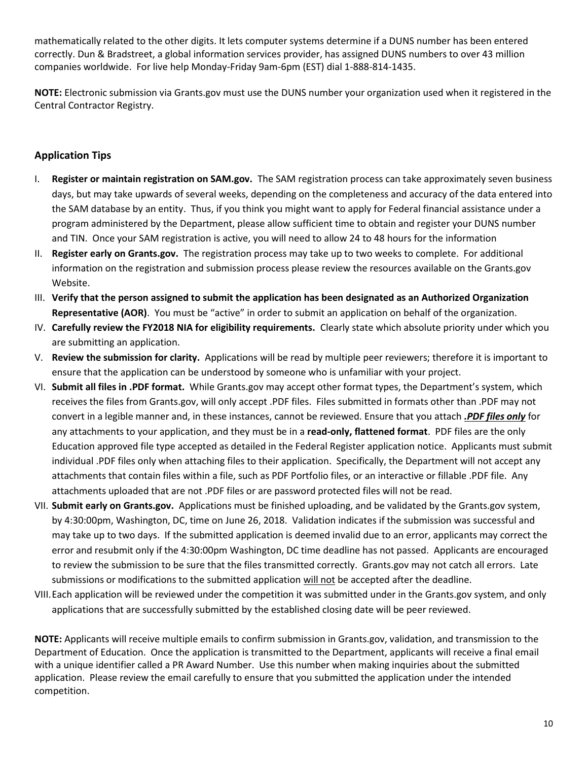mathematically related to the other digits. It lets computer systems determine if a DUNS number has been entered correctly. Dun & Bradstreet, a global information services provider, has assigned DUNS numbers to over 43 million companies worldwide. For live help Monday-Friday 9am-6pm (EST) dial 1-888-814-1435.

**NOTE:** Electronic submission via Grants.gov must use the DUNS number your organization used when it registered in the Central Contractor Registry.

## Application Tips

I. **Register or maintain registration on SAM.gov.** The SAM registration process can take approximately seven business days, but may take upwards of several weeks, depending on the completeness and accuracy of the data entered into the SAM database by an entity. Thus, if you think you might want to apply for Federal financial assistance under a program administered by the Department, please allow sufficient time to obtain and register your DUNS number and TIN. Once your SAM registration is active, you will need to allow 24 to 48 hours for the information

II. **Register early on Grants.gov.** The registration process may take up to two weeks to complete. For additional information on the registration and submission process please review the resources available on the Grants.gov Website.

III. **Verify that the person assigned to submit the application has been designated as an Authorized Organization Representative (AOR)**. You must be "active" in order to submit an application on behalf of the organization.

IV. **Carefully review the FY2018 NIA for eligibility requirements.** Clearly state which absolute priority under which you are submitting an application.

V. **Review the submission for clarity.** Applications will be read by multiple peer reviewers; therefore it is important to ensure that the application can be understood by someone who is unfamiliar with your project.

VI. **Submit all files in .PDF format.** While Grants.gov may accept other format types, the Department's system, which receives the files from Grants.gov, will only accept .PDF files. Files submitted in formats other than .PDF may not convert in a legible manner and, in these instances, cannot be reviewed. Ensure that you attach ***.PDF files only*** for any attachments to your application, and they must be in a **read-only, flattened format**. PDF files are the only Education approved file type accepted as detailed in the Federal Register application notice. Applicants must submit individual .PDF files only when attaching files to their application. Specifically, the Department will not accept any attachments that contain files within a file, such as PDF Portfolio files, or an interactive or fillable .PDF file. Any attachments uploaded that are not .PDF files or are password protected files will not be read.

VII. **Submit early on Grants.gov.** Applications must be finished uploading, and be validated by the Grants.gov system, by 4:30:00pm, Washington, DC, time on June 26, 2018. Validation indicates if the submission was successful and may take up to two days. If the submitted application is deemed invalid due to an error, applicants may correct the error and resubmit only if the 4:30:00pm Washington, DC time deadline has not passed. Applicants are encouraged to review the submission to be sure that the files transmitted correctly. Grants.gov may not catch all errors. Late submissions or modifications to the submitted application will not be accepted after the deadline.

VIII. Each application will be reviewed under the competition it was submitted under in the Grants.gov system, and only applications that are successfully submitted by the established closing date will be peer reviewed.

**NOTE:** Applicants will receive multiple emails to confirm submission in Grants.gov, validation, and transmission to the Department of Education. Once the application is transmitted to the Department, applicants will receive a final email with a unique identifier called a PR Award Number. Use this number when making inquiries about the submitted application. Please review the email carefully to ensure that you submitted the application under the intended competition.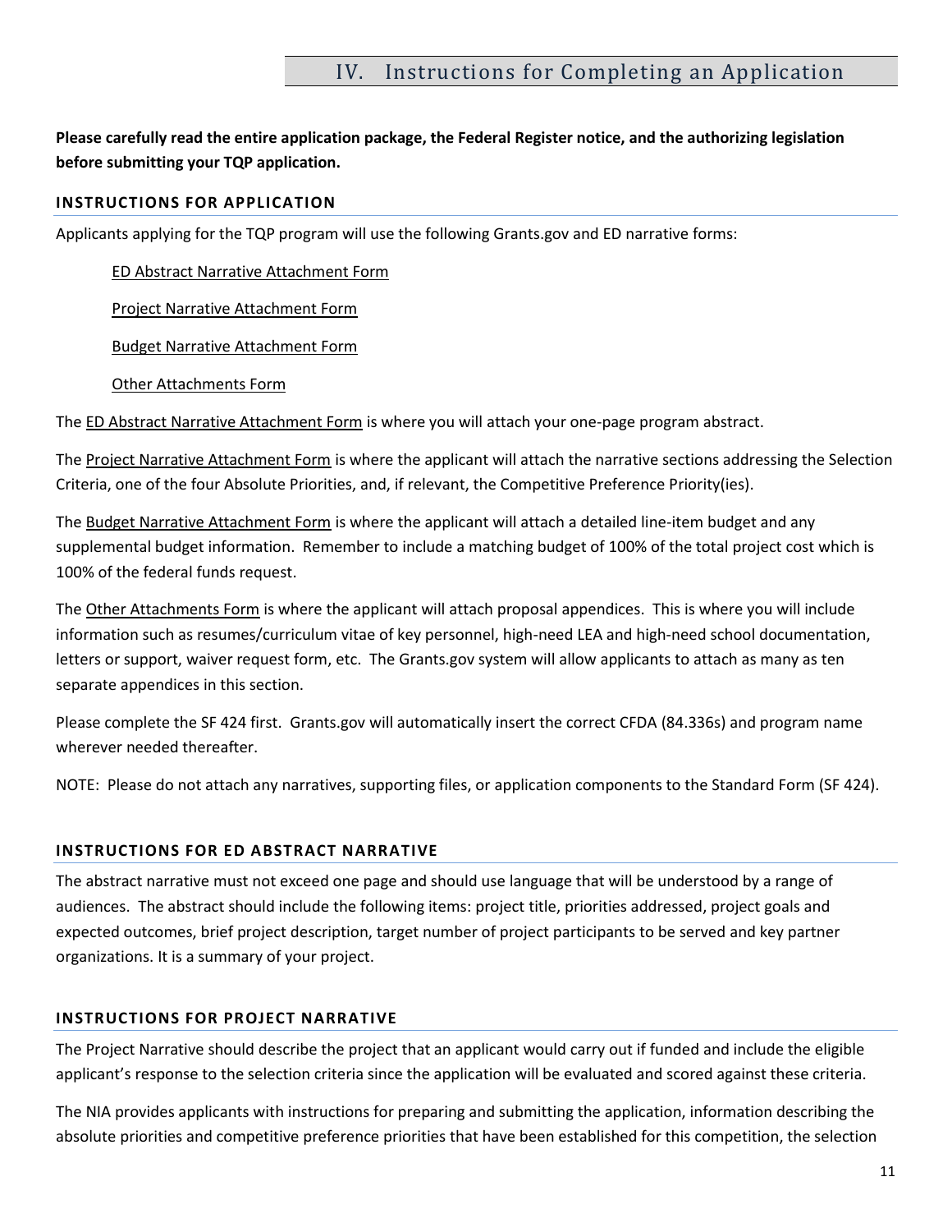# IV. Instructions for Completing an Application

**Please carefully read the entire application package, the Federal Register notice, and the authorizing legislation before submitting your TQP application.**

## INSTRUCTIONS FOR APPLICATION

Applicants applying for the TQP program will use the following Grants.gov and ED narrative forms:

- ED Abstract Narrative Attachment Form
- Project Narrative Attachment Form
- Budget Narrative Attachment Form
- Other Attachments Form

The ED Abstract Narrative Attachment Form is where you will attach your one-page program abstract.

The Project Narrative Attachment Form is where the applicant will attach the narrative sections addressing the Selection Criteria, one of the four Absolute Priorities, and, if relevant, the Competitive Preference Priority(ies).

The Budget Narrative Attachment Form is where the applicant will attach a detailed line-item budget and any supplemental budget information. Remember to include a matching budget of 100% of the total project cost which is 100% of the federal funds request.

The Other Attachments Form is where the applicant will attach proposal appendices. This is where you will include information such as resumes/curriculum vitae of key personnel, high-need LEA and high-need school documentation, letters or support, waiver request form, etc. The Grants.gov system will allow applicants to attach as many as ten separate appendices in this section.

Please complete the SF 424 first. Grants.gov will automatically insert the correct CFDA (84.336s) and program name wherever needed thereafter.

NOTE: Please do not attach any narratives, supporting files, or application components to the Standard Form (SF 424).

## INSTRUCTIONS FOR ED ABSTRACT NARRATIVE

The abstract narrative must not exceed one page and should use language that will be understood by a range of audiences. The abstract should include the following items: project title, priorities addressed, project goals and expected outcomes, brief project description, target number of project participants to be served and key partner organizations. It is a summary of your project.

## INSTRUCTIONS FOR PROJECT NARRATIVE

The Project Narrative should describe the project that an applicant would carry out if funded and include the eligible applicant's response to the selection criteria since the application will be evaluated and scored against these criteria.

The NIA provides applicants with instructions for preparing and submitting the application, information describing the absolute priorities and competitive preference priorities that have been established for this competition, the selection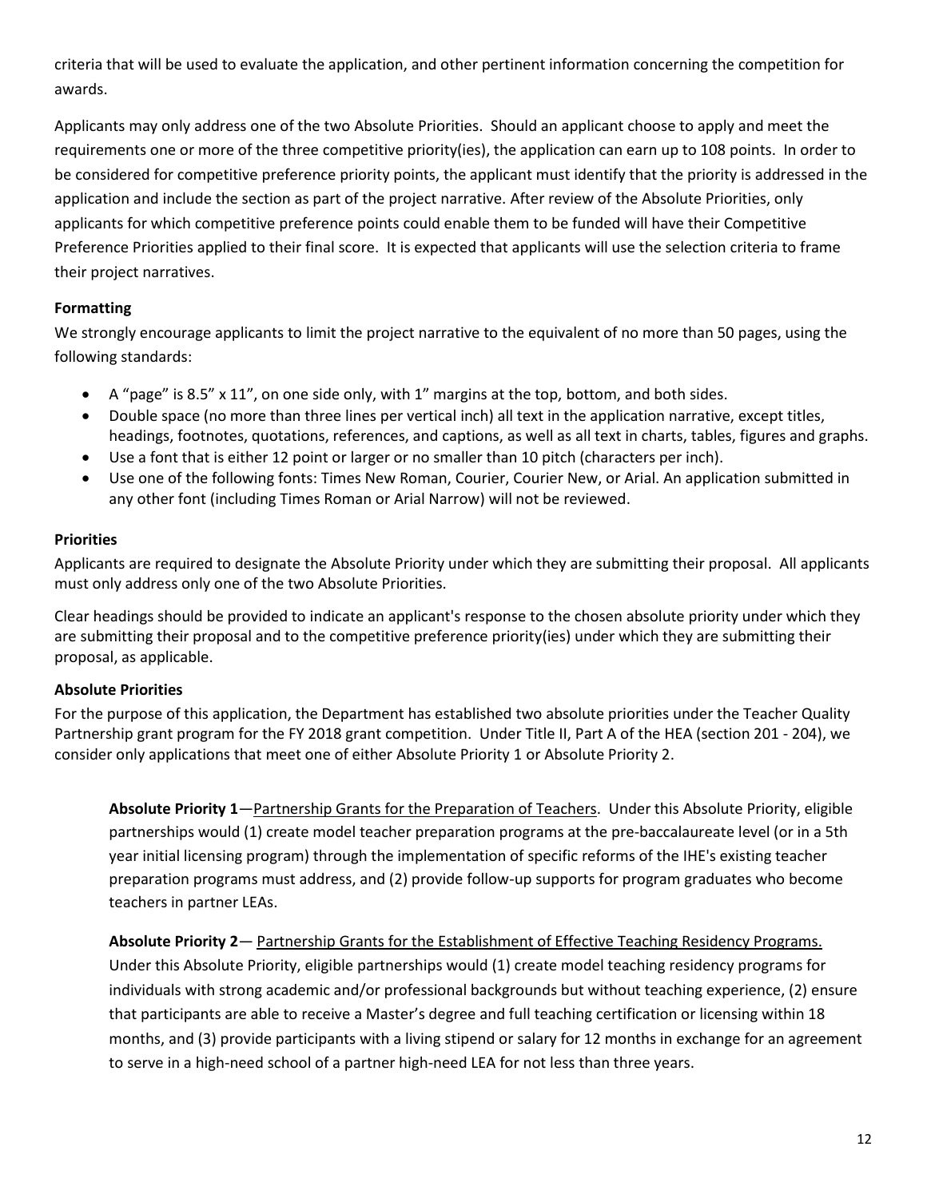criteria that will be used to evaluate the application, and other pertinent information concerning the competition for awards.

Applicants may only address one of the two Absolute Priorities. Should an applicant choose to apply and meet the requirements one or more of the three competitive priority(ies), the application can earn up to 108 points. In order to be considered for competitive preference priority points, the applicant must identify that the priority is addressed in the application and include the section as part of the project narrative. After review of the Absolute Priorities, only applicants for which competitive preference points could enable them to be funded will have their Competitive Preference Priorities applied to their final score. It is expected that applicants will use the selection criteria to frame their project narratives.

**Formatting**

We strongly encourage applicants to limit the project narrative to the equivalent of no more than 50 pages, using the following standards:

- A "page" is 8.5" x 11", on one side only, with 1" margins at the top, bottom, and both sides.
- Double space (no more than three lines per vertical inch) all text in the application narrative, except titles, headings, footnotes, quotations, references, and captions, as well as all text in charts, tables, figures and graphs.
- Use a font that is either 12 point or larger or no smaller than 10 pitch (characters per inch).
- Use one of the following fonts: Times New Roman, Courier, Courier New, or Arial. An application submitted in any other font (including Times Roman or Arial Narrow) will not be reviewed.

**Priorities**

Applicants are required to designate the Absolute Priority under which they are submitting their proposal. All applicants must only address only one of the two Absolute Priorities.

Clear headings should be provided to indicate an applicant's response to the chosen absolute priority under which they are submitting their proposal and to the competitive preference priority(ies) under which they are submitting their proposal, as applicable.

**Absolute Priorities**

For the purpose of this application, the Department has established two absolute priorities under the Teacher Quality Partnership grant program for the FY 2018 grant competition. Under Title II, Part A of the HEA (section 201 - 204), we consider only applications that meet one of either Absolute Priority 1 or Absolute Priority 2.

> **Absolute Priority 1**—Partnership Grants for the Preparation of Teachers. Under this Absolute Priority, eligible partnerships would (1) create model teacher preparation programs at the pre-baccalaureate level (or in a 5th year initial licensing program) through the implementation of specific reforms of the IHE's existing teacher preparation programs must address, and (2) provide follow-up supports for program graduates who become teachers in partner LEAs.
>
> **Absolute Priority 2**— Partnership Grants for the Establishment of Effective Teaching Residency Programs. Under this Absolute Priority, eligible partnerships would (1) create model teaching residency programs for individuals with strong academic and/or professional backgrounds but without teaching experience, (2) ensure that participants are able to receive a Master's degree and full teaching certification or licensing within 18 months, and (3) provide participants with a living stipend or salary for 12 months in exchange for an agreement to serve in a high-need school of a partner high-need LEA for not less than three years.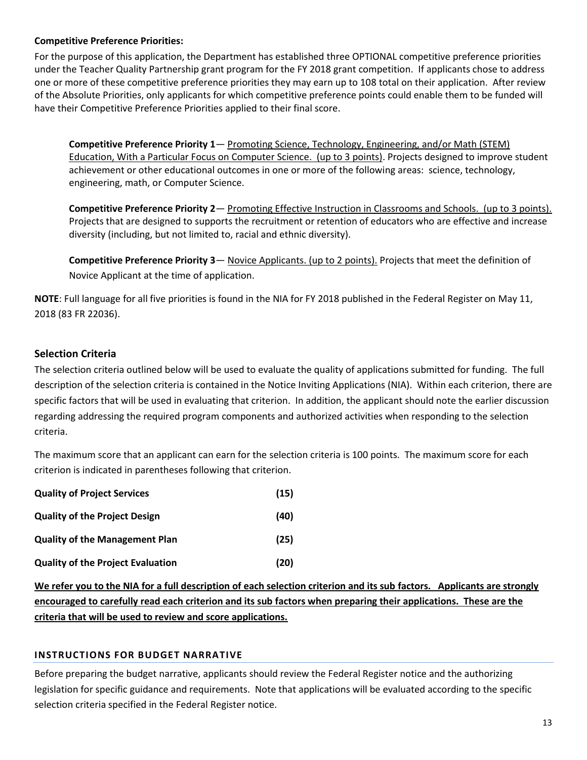**Competitive Preference Priorities:**

For the purpose of this application, the Department has established three OPTIONAL competitive preference priorities under the Teacher Quality Partnership grant program for the FY 2018 grant competition. If applicants chose to address one or more of these competitive preference priorities they may earn up to 108 total on their application. After review of the Absolute Priorities, only applicants for which competitive preference points could enable them to be funded will have their Competitive Preference Priorities applied to their final score.

> **Competitive Preference Priority 1**— Promoting Science, Technology, Engineering, and/or Math (STEM) Education, With a Particular Focus on Computer Science. (up to 3 points). Projects designed to improve student achievement or other educational outcomes in one or more of the following areas: science, technology, engineering, math, or Computer Science.
>
> **Competitive Preference Priority 2**— Promoting Effective Instruction in Classrooms and Schools. (up to 3 points). Projects that are designed to supports the recruitment or retention of educators who are effective and increase diversity (including, but not limited to, racial and ethnic diversity).
>
> **Competitive Preference Priority 3**— Novice Applicants. (up to 2 points). Projects that meet the definition of Novice Applicant at the time of application.

**NOTE**: Full language for all five priorities is found in the NIA for FY 2018 published in the Federal Register on May 11, 2018 (83 FR 22036).

## Selection Criteria

The selection criteria outlined below will be used to evaluate the quality of applications submitted for funding. The full description of the selection criteria is contained in the Notice Inviting Applications (NIA). Within each criterion, there are specific factors that will be used in evaluating that criterion. In addition, the applicant should note the earlier discussion regarding addressing the required program components and authorized activities when responding to the selection criteria.

The maximum score that an applicant can earn for the selection criteria is 100 points. The maximum score for each criterion is indicated in parentheses following that criterion.

| | |
|---|---|
| **Quality of Project Services** | **(15)** |
| **Quality of the Project Design** | **(40)** |
| **Quality of the Management Plan** | **(25)** |
| **Quality of the Project Evaluation** | **(20)** |

**We refer you to the NIA for a full description of each selection criterion and its sub factors. Applicants are strongly encouraged to carefully read each criterion and its sub factors when preparing their applications. These are the criteria that will be used to review and score applications.**

### INSTRUCTIONS FOR BUDGET NARRATIVE

Before preparing the budget narrative, applicants should review the Federal Register notice and the authorizing legislation for specific guidance and requirements. Note that applications will be evaluated according to the specific selection criteria specified in the Federal Register notice.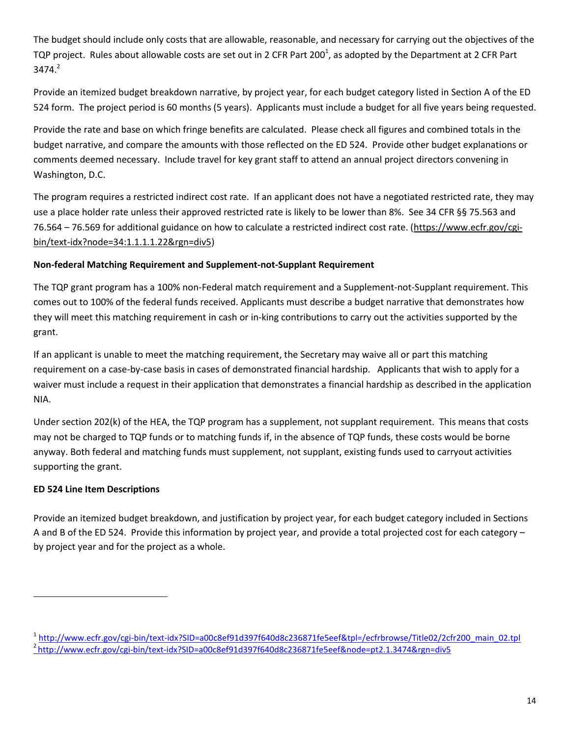The budget should include only costs that are allowable, reasonable, and necessary for carrying out the objectives of the TQP project. Rules about allowable costs are set out in 2 CFR Part 200[1], as adopted by the Department at 2 CFR Part 3474.[2]

Provide an itemized budget breakdown narrative, by project year, for each budget category listed in Section A of the ED 524 form. The project period is 60 months (5 years). Applicants must include a budget for all five years being requested.

Provide the rate and base on which fringe benefits are calculated. Please check all figures and combined totals in the budget narrative, and compare the amounts with those reflected on the ED 524. Provide other budget explanations or comments deemed necessary. Include travel for key grant staff to attend an annual project directors convening in Washington, D.C.

The program requires a restricted indirect cost rate. If an applicant does not have a negotiated restricted rate, they may use a place holder rate unless their approved restricted rate is likely to be lower than 8%. See 34 CFR §§ 75.563 and 76.564 – 76.569 for additional guidance on how to calculate a restricted indirect cost rate. (https://www.ecfr.gov/cgi-bin/text-idx?node=34:1.1.1.1.22&rgn=div5)

**Non-federal Matching Requirement and Supplement-not-Supplant Requirement**

The TQP grant program has a 100% non-Federal match requirement and a Supplement-not-Supplant requirement. This comes out to 100% of the federal funds received. Applicants must describe a budget narrative that demonstrates how they will meet this matching requirement in cash or in-king contributions to carry out the activities supported by the grant.

If an applicant is unable to meet the matching requirement, the Secretary may waive all or part this matching requirement on a case-by-case basis in cases of demonstrated financial hardship. Applicants that wish to apply for a waiver must include a request in their application that demonstrates a financial hardship as described in the application NIA.

Under section 202(k) of the HEA, the TQP program has a supplement, not supplant requirement. This means that costs may not be charged to TQP funds or to matching funds if, in the absence of TQP funds, these costs would be borne anyway. Both federal and matching funds must supplement, not supplant, existing funds used to carryout activities supporting the grant.

**ED 524 Line Item Descriptions**

Provide an itemized budget breakdown, and justification by project year, for each budget category included in Sections A and B of the ED 524. Provide this information by project year, and provide a total projected cost for each category – by project year and for the project as a whole.

---

[1] http://www.ecfr.gov/cgi-bin/text-idx?SID=a00c8ef91d397f640d8c236871fe5eef&tpl=/ecfrbrowse/Title02/2cfr200_main_02.tpl

[2] http://www.ecfr.gov/cgi-bin/text-idx?SID=a00c8ef91d397f640d8c236871fe5eef&node=pt2.1.3474&rgn=div5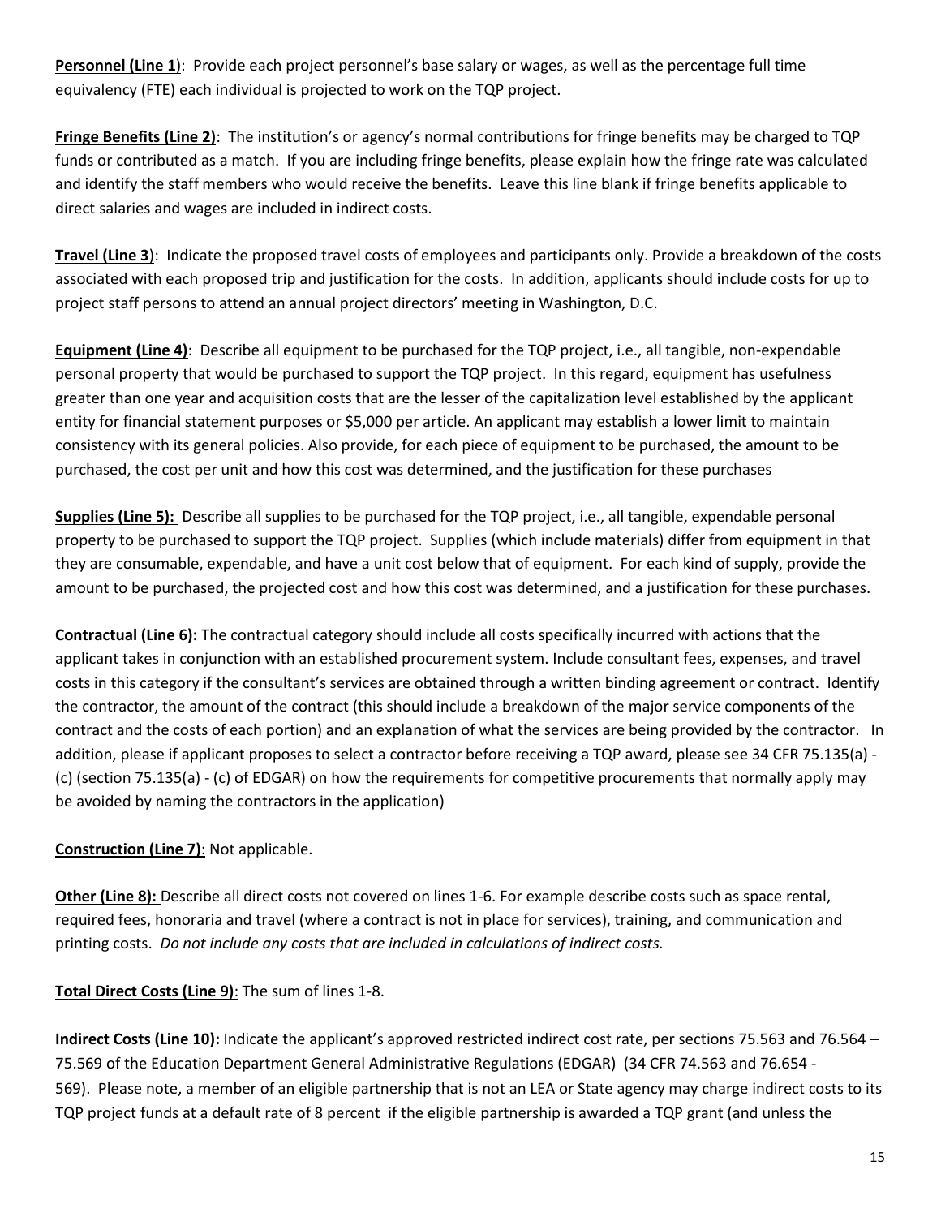**Personnel (Line 1**): Provide each project personnel's base salary or wages, as well as the percentage full time equivalency (FTE) each individual is projected to work on the TQP project.

**Fringe Benefits (Line 2)**: The institution's or agency's normal contributions for fringe benefits may be charged to TQP funds or contributed as a match. If you are including fringe benefits, please explain how the fringe rate was calculated and identify the staff members who would receive the benefits. Leave this line blank if fringe benefits applicable to direct salaries and wages are included in indirect costs.

**Travel (Line 3**): Indicate the proposed travel costs of employees and participants only. Provide a breakdown of the costs associated with each proposed trip and justification for the costs. In addition, applicants should include costs for up to project staff persons to attend an annual project directors' meeting in Washington, D.C.

**Equipment (Line 4)**: Describe all equipment to be purchased for the TQP project, i.e., all tangible, non-expendable personal property that would be purchased to support the TQP project. In this regard, equipment has usefulness greater than one year and acquisition costs that are the lesser of the capitalization level established by the applicant entity for financial statement purposes or $5,000 per article. An applicant may establish a lower limit to maintain consistency with its general policies. Also provide, for each piece of equipment to be purchased, the amount to be purchased, the cost per unit and how this cost was determined, and the justification for these purchases

**Supplies (Line 5):** Describe all supplies to be purchased for the TQP project, i.e., all tangible, expendable personal property to be purchased to support the TQP project. Supplies (which include materials) differ from equipment in that they are consumable, expendable, and have a unit cost below that of equipment. For each kind of supply, provide the amount to be purchased, the projected cost and how this cost was determined, and a justification for these purchases.

**Contractual (Line 6):** The contractual category should include all costs specifically incurred with actions that the applicant takes in conjunction with an established procurement system. Include consultant fees, expenses, and travel costs in this category if the consultant's services are obtained through a written binding agreement or contract. Identify the contractor, the amount of the contract (this should include a breakdown of the major service components of the contract and the costs of each portion) and an explanation of what the services are being provided by the contractor. In addition, please if applicant proposes to select a contractor before receiving a TQP award, please see 34 CFR 75.135(a) - (c) (section 75.135(a) - (c) of EDGAR) on how the requirements for competitive procurements that normally apply may be avoided by naming the contractors in the application)

**Construction (Line 7)**: Not applicable.

**Other (Line 8):** Describe all direct costs not covered on lines 1-6. For example describe costs such as space rental, required fees, honoraria and travel (where a contract is not in place for services), training, and communication and printing costs. *Do not include any costs that are included in calculations of indirect costs.*

**Total Direct Costs (Line 9)**: The sum of lines 1-8.

**Indirect Costs (Line 10):** Indicate the applicant's approved restricted indirect cost rate, per sections 75.563 and 76.564 – 75.569 of the Education Department General Administrative Regulations (EDGAR) (34 CFR 74.563 and 76.654 - 569). Please note, a member of an eligible partnership that is not an LEA or State agency may charge indirect costs to its TQP project funds at a default rate of 8 percent if the eligible partnership is awarded a TQP grant (and unless the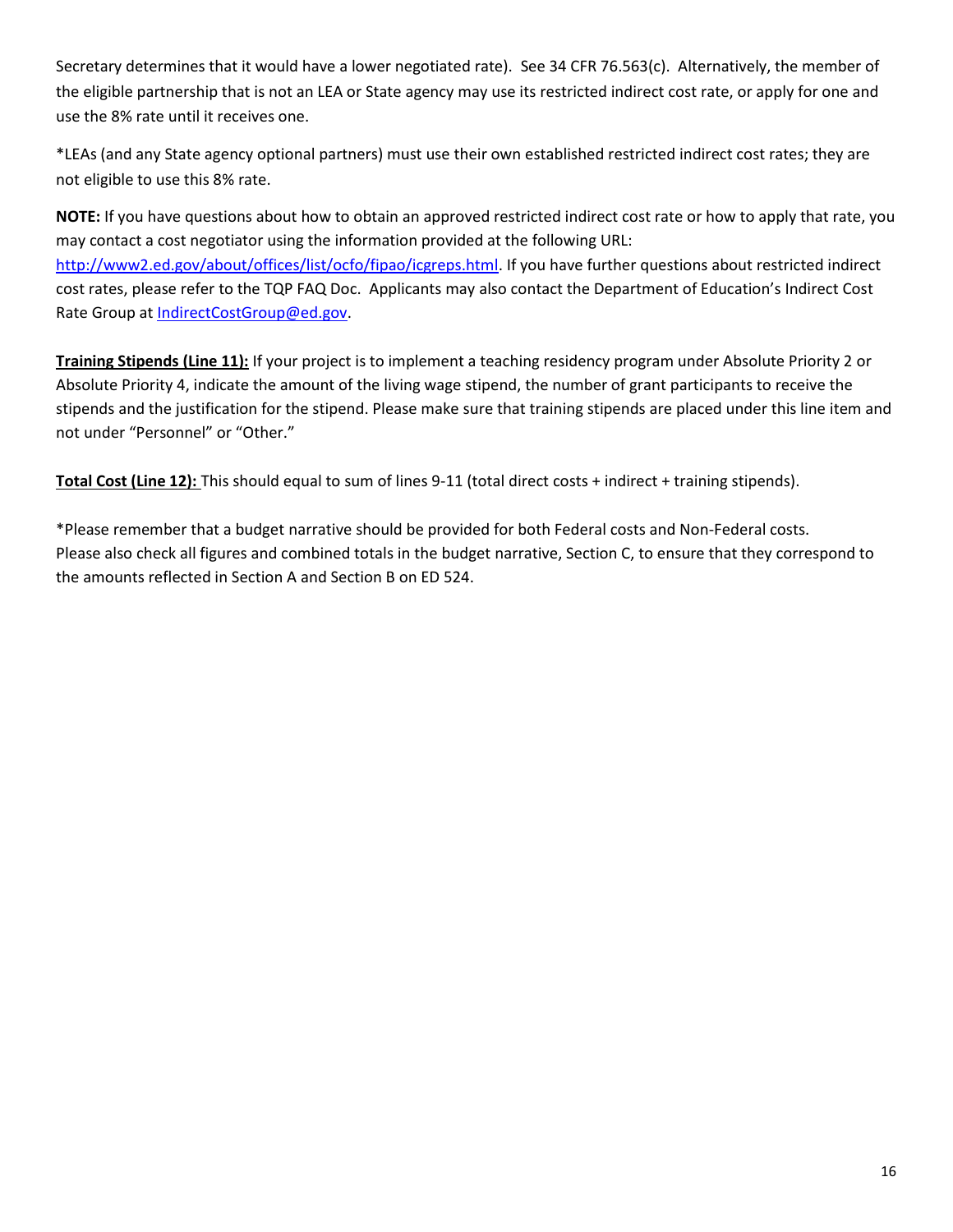Secretary determines that it would have a lower negotiated rate). See 34 CFR 76.563(c). Alternatively, the member of the eligible partnership that is not an LEA or State agency may use its restricted indirect cost rate, or apply for one and use the 8% rate until it receives one.

*LEAs (and any State agency optional partners) must use their own established restricted indirect cost rates; they are not eligible to use this 8% rate.

**NOTE:** If you have questions about how to obtain an approved restricted indirect cost rate or how to apply that rate, you may contact a cost negotiator using the information provided at the following URL: [http://www2.ed.gov/about/offices/list/ocfo/fipao/icgreps.html](http://www2.ed.gov/about/offices/list/ocfo/fipao/icgreps.html). If you have further questions about restricted indirect cost rates, please refer to the TQP FAQ Doc. Applicants may also contact the Department of Education's Indirect Cost Rate Group at [IndirectCostGroup@ed.gov](mailto:IndirectCostGroup@ed.gov).

**Training Stipends (Line 11):** If your project is to implement a teaching residency program under Absolute Priority 2 or Absolute Priority 4, indicate the amount of the living wage stipend, the number of grant participants to receive the stipends and the justification for the stipend. Please make sure that training stipends are placed under this line item and not under "Personnel" or "Other."

**Total Cost (Line 12):** This should equal to sum of lines 9-11 (total direct costs + indirect + training stipends).

*Please remember that a budget narrative should be provided for both Federal costs and Non-Federal costs. Please also check all figures and combined totals in the budget narrative, Section C, to ensure that they correspond to the amounts reflected in Section A and Section B on ED 524.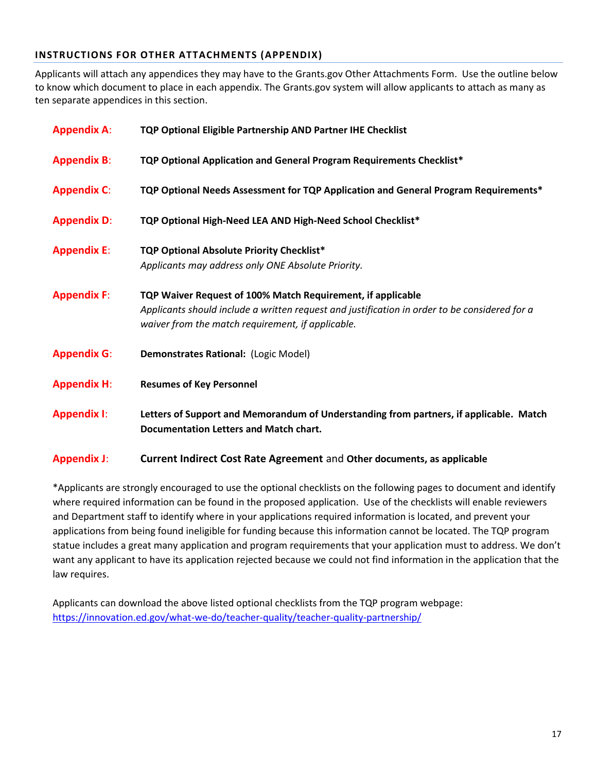## INSTRUCTIONS FOR OTHER ATTACHMENTS (APPENDIX)

Applicants will attach any appendices they may have to the Grants.gov Other Attachments Form. Use the outline below to know which document to place in each appendix. The Grants.gov system will allow applicants to attach as many as ten separate appendices in this section.

**Appendix A**: **TQP Optional Eligible Partnership AND Partner IHE Checklist**

**Appendix B**: **TQP Optional Application and General Program Requirements Checklist***

**Appendix C**: **TQP Optional Needs Assessment for TQP Application and General Program Requirements***

**Appendix D**: **TQP Optional High-Need LEA AND High-Need School Checklist***

**Appendix E**: **TQP Optional Absolute Priority Checklist***
*Applicants may address only ONE Absolute Priority.*

**Appendix F**: **TQP Waiver Request of 100% Match Requirement, if applicable**
*Applicants should include a written request and justification in order to be considered for a waiver from the match requirement, if applicable.*

**Appendix G**: **Demonstrates Rational:** (Logic Model)

**Appendix H**: **Resumes of Key Personnel**

**Appendix I**: **Letters of Support and Memorandum of Understanding from partners, if applicable. Match Documentation Letters and Match chart.**

**Appendix J**: **Current Indirect Cost Rate Agreement** and **Other documents, as applicable**

*Applicants are strongly encouraged to use the optional checklists on the following pages to document and identify where required information can be found in the proposed application. Use of the checklists will enable reviewers and Department staff to identify where in your applications required information is located, and prevent your applications from being found ineligible for funding because this information cannot be located. The TQP program statue includes a great many application and program requirements that your application must to address. We don't want any applicant to have its application rejected because we could not find information in the application that the law requires.

Applicants can download the above listed optional checklists from the TQP program webpage: https://innovation.ed.gov/what-we-do/teacher-quality/teacher-quality-partnership/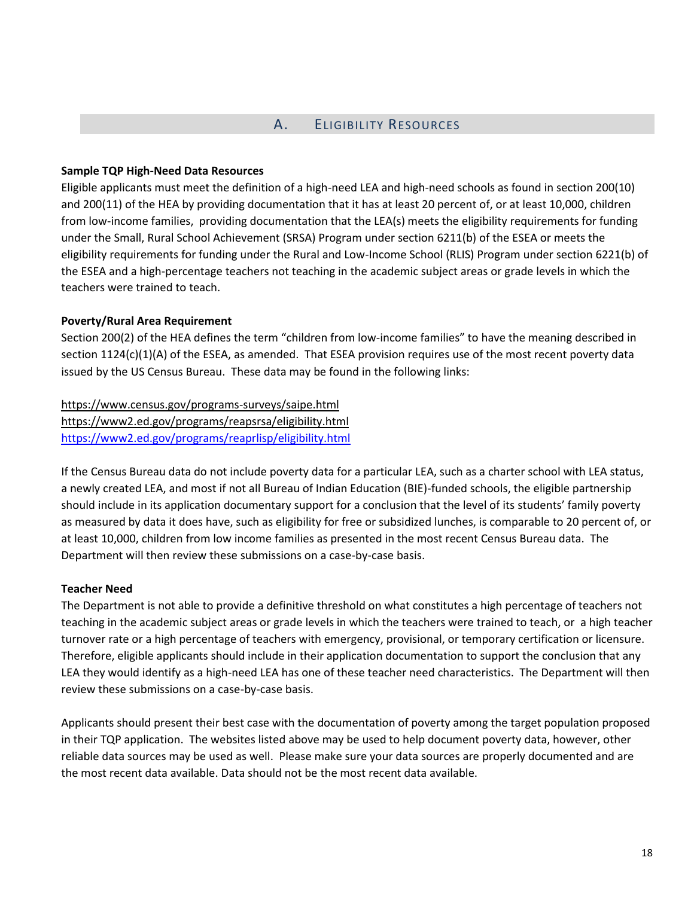## A. Eligibility Resources

**Sample TQP High-Need Data Resources**

Eligible applicants must meet the definition of a high-need LEA and high-need schools as found in section 200(10) and 200(11) of the HEA by providing documentation that it has at least 20 percent of, or at least 10,000, children from low-income families, providing documentation that the LEA(s) meets the eligibility requirements for funding under the Small, Rural School Achievement (SRSA) Program under section 6211(b) of the ESEA or meets the eligibility requirements for funding under the Rural and Low-Income School (RLIS) Program under section 6221(b) of the ESEA and a high-percentage teachers not teaching in the academic subject areas or grade levels in which the teachers were trained to teach.

**Poverty/Rural Area Requirement**

Section 200(2) of the HEA defines the term "children from low-income families" to have the meaning described in section 1124(c)(1)(A) of the ESEA, as amended. That ESEA provision requires use of the most recent poverty data issued by the US Census Bureau. These data may be found in the following links:

https://www.census.gov/programs-surveys/saipe.html
https://www2.ed.gov/programs/reapsrsa/eligibility.html
https://www2.ed.gov/programs/reaprlisp/eligibility.html

If the Census Bureau data do not include poverty data for a particular LEA, such as a charter school with LEA status, a newly created LEA, and most if not all Bureau of Indian Education (BIE)-funded schools, the eligible partnership should include in its application documentary support for a conclusion that the level of its students' family poverty as measured by data it does have, such as eligibility for free or subsidized lunches, is comparable to 20 percent of, or at least 10,000, children from low income families as presented in the most recent Census Bureau data. The Department will then review these submissions on a case-by-case basis.

**Teacher Need**

The Department is not able to provide a definitive threshold on what constitutes a high percentage of teachers not teaching in the academic subject areas or grade levels in which the teachers were trained to teach, or a high teacher turnover rate or a high percentage of teachers with emergency, provisional, or temporary certification or licensure. Therefore, eligible applicants should include in their application documentation to support the conclusion that any LEA they would identify as a high-need LEA has one of these teacher need characteristics. The Department will then review these submissions on a case-by-case basis.

Applicants should present their best case with the documentation of poverty among the target population proposed in their TQP application. The websites listed above may be used to help document poverty data, however, other reliable data sources may be used as well. Please make sure your data sources are properly documented and are the most recent data available. Data should not be the most recent data available.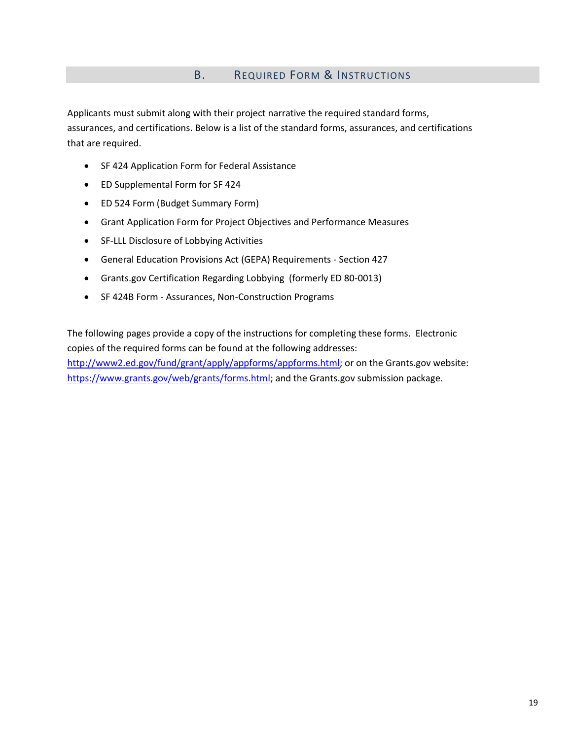## B. Required Form & Instructions

Applicants must submit along with their project narrative the required standard forms, assurances, and certifications. Below is a list of the standard forms, assurances, and certifications that are required.

- SF 424 Application Form for Federal Assistance
- ED Supplemental Form for SF 424
- ED 524 Form (Budget Summary Form)
- Grant Application Form for Project Objectives and Performance Measures
- SF-LLL Disclosure of Lobbying Activities
- General Education Provisions Act (GEPA) Requirements - Section 427
- Grants.gov Certification Regarding Lobbying (formerly ED 80-0013)
- SF 424B Form - Assurances, Non-Construction Programs

The following pages provide a copy of the instructions for completing these forms. Electronic copies of the required forms can be found at the following addresses: http://www2.ed.gov/fund/grant/apply/appforms/appforms.html; or on the Grants.gov website: https://www.grants.gov/web/grants/forms.html; and the Grants.gov submission package.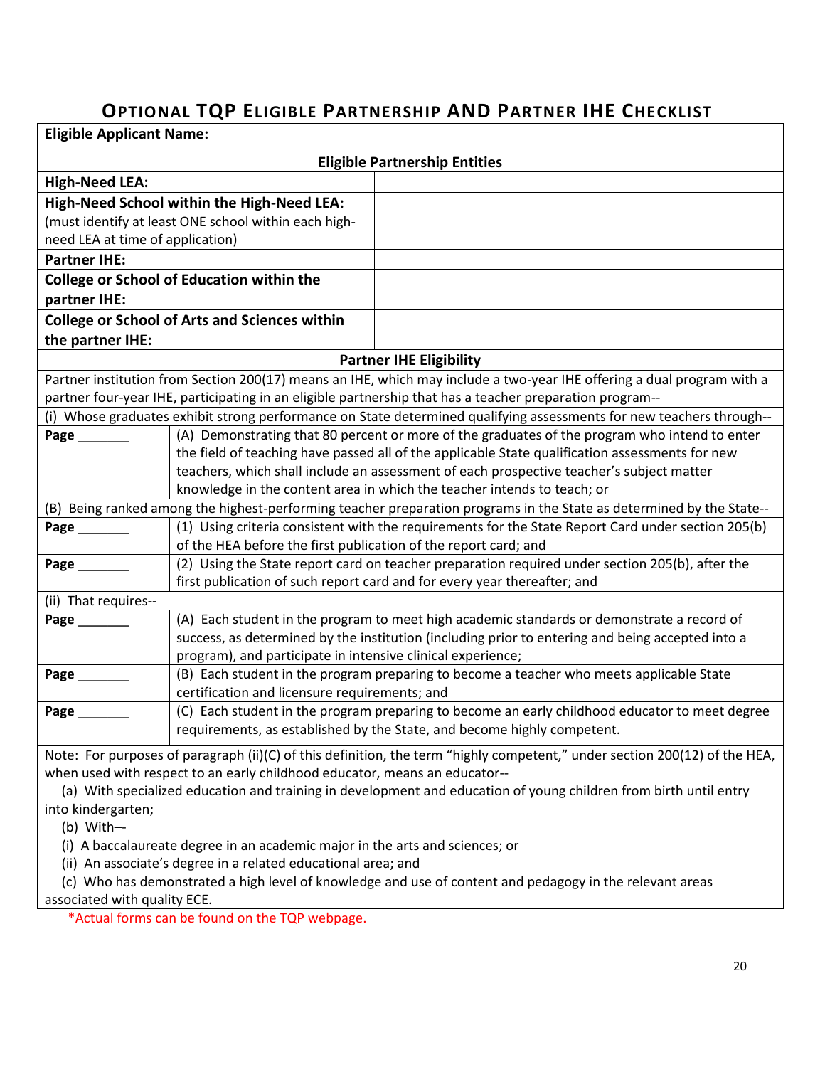# OPTIONAL TQP ELIGIBLE PARTNERSHIP AND PARTNER IHE CHECKLIST

| **Eligible Applicant Name:** | |
|---|---|
| **Eligible Partnership Entities** | |
| **High-Need LEA:** | |
| **High-Need School within the High-Need LEA:** (must identify at least ONE school within each high-need LEA at time of application) | |
| **Partner IHE:** | |
| **College or School of Education within the partner IHE:** | |
| **College or School of Arts and Sciences within the partner IHE:** | |

| **Partner IHE Eligibility** | |
|---|---|
| Partner institution from Section 200(17) means an IHE, which may include a two-year IHE offering a dual program with a partner four-year IHE, participating in an eligible partnership that has a teacher preparation program-- | |
| (i) Whose graduates exhibit strong performance on State determined qualifying assessments for new teachers through-- | |
| **Page** _______ | (A) Demonstrating that 80 percent or more of the graduates of the program who intend to enter the field of teaching have passed all of the applicable State qualification assessments for new teachers, which shall include an assessment of each prospective teacher's subject matter knowledge in the content area in which the teacher intends to teach; or |
| (B) Being ranked among the highest-performing teacher preparation programs in the State as determined by the State-- | |
| **Page** _______ | (1) Using criteria consistent with the requirements for the State Report Card under section 205(b) of the HEA before the first publication of the report card; and |
| **Page** _______ | (2) Using the State report card on teacher preparation required under section 205(b), after the first publication of such report card and for every year thereafter; and |
| (ii) That requires-- | |
| **Page** _______ | (A) Each student in the program to meet high academic standards or demonstrate a record of success, as determined by the institution (including prior to entering and being accepted into a program), and participate in intensive clinical experience; |
| **Page** _______ | (B) Each student in the program preparing to become a teacher who meets applicable State certification and licensure requirements; and |
| **Page** _______ | (C) Each student in the program preparing to become an early childhood educator to meet degree requirements, as established by the State, and become highly competent. |

Note: For purposes of paragraph (ii)(C) of this definition, the term "highly competent," under section 200(12) of the HEA, when used with respect to an early childhood educator, means an educator--

(a) With specialized education and training in development and education of young children from birth until entry into kindergarten;

(b) With–-

(i) A baccalaureate degree in an academic major in the arts and sciences; or

(ii) An associate's degree in a related educational area; and

(c) Who has demonstrated a high level of knowledge and use of content and pedagogy in the relevant areas associated with quality ECE.

*Actual forms can be found on the TQP webpage.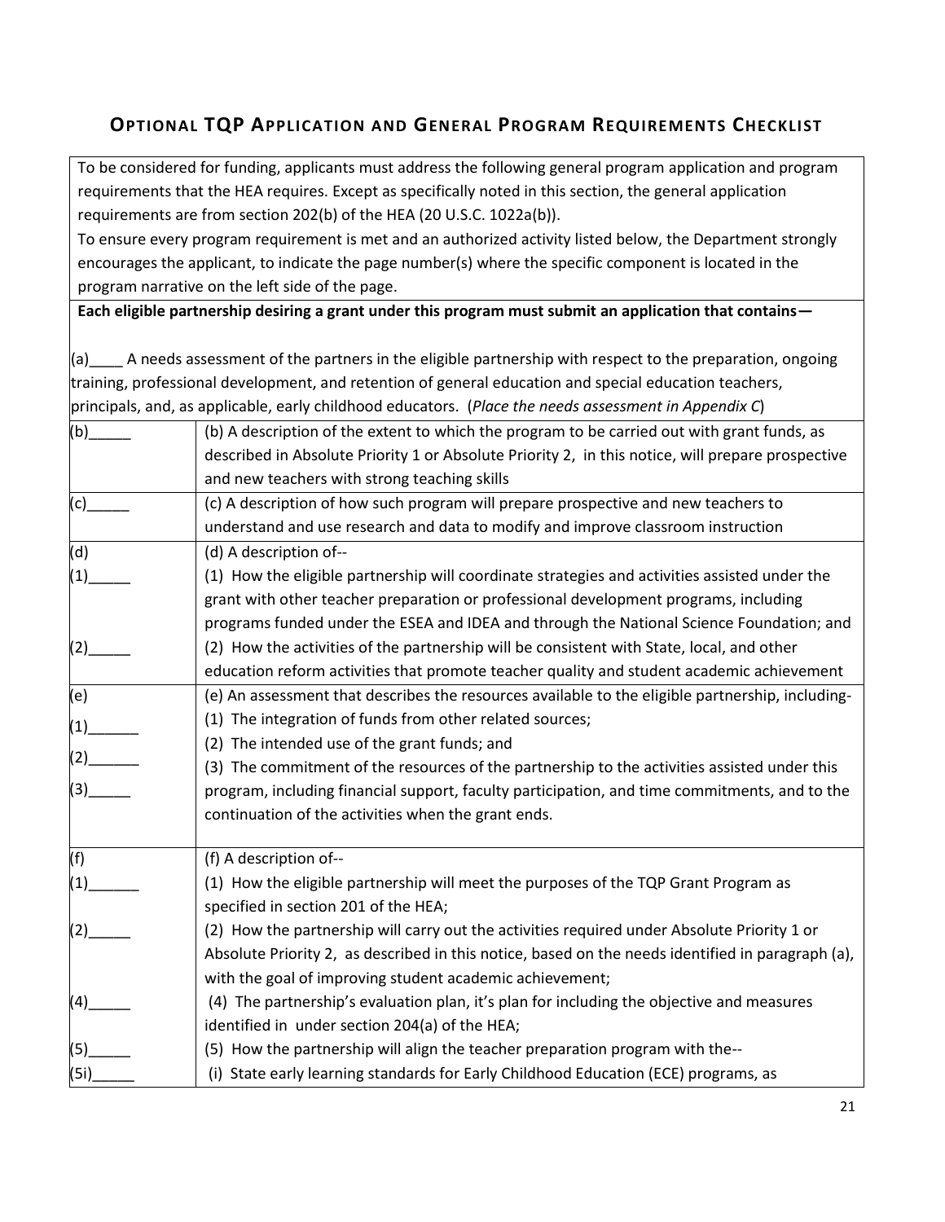## OPTIONAL TQP APPLICATION AND GENERAL PROGRAM REQUIREMENTS CHECKLIST

To be considered for funding, applicants must address the following general program application and program requirements that the HEA requires. Except as specifically noted in this section, the general application requirements are from section 202(b) of the HEA (20 U.S.C. 1022a(b)).

To ensure every program requirement is met and an authorized activity listed below, the Department strongly encourages the applicant, to indicate the page number(s) where the specific component is located in the program narrative on the left side of the page.

**Each eligible partnership desiring a grant under this program must submit an application that contains—**

(a)____ A needs assessment of the partners in the eligible partnership with respect to the preparation, ongoing training, professional development, and retention of general education and special education teachers, principals, and, as applicable, early childhood educators. (*Place the needs assessment in Appendix C*)

| | |
|---|---|
| (b)_____ | (b) A description of the extent to which the program to be carried out with grant funds, as described in Absolute Priority 1 or Absolute Priority 2, in this notice, will prepare prospective and new teachers with strong teaching skills |
| (c)_____ | (c) A description of how such program will prepare prospective and new teachers to understand and use research and data to modify and improve classroom instruction |
| (d) | (d) A description of-- |
| (1)_____ | (1) How the eligible partnership will coordinate strategies and activities assisted under the grant with other teacher preparation or professional development programs, including programs funded under the ESEA and IDEA and through the National Science Foundation; and |
| (2)_____ | (2) How the activities of the partnership will be consistent with State, local, and other education reform activities that promote teacher quality and student academic achievement |
| (e) | (e) An assessment that describes the resources available to the eligible partnership, including- |
| (1)______ | (1) The integration of funds from other related sources; |
| (2)______ | (2) The intended use of the grant funds; and |
| (3)_____ | (3) The commitment of the resources of the partnership to the activities assisted under this program, including financial support, faculty participation, and time commitments, and to the continuation of the activities when the grant ends. |
| (f) | (f) A description of-- |
| (1)______ | (1) How the eligible partnership will meet the purposes of the TQP Grant Program as specified in section 201 of the HEA; |
| (2)_____ | (2) How the partnership will carry out the activities required under Absolute Priority 1 or Absolute Priority 2, as described in this notice, based on the needs identified in paragraph (a), with the goal of improving student academic achievement; |
| (4)_____ | (4) The partnership's evaluation plan, it's plan for including the objective and measures identified in under section 204(a) of the HEA; |
| (5)_____ | (5) How the partnership will align the teacher preparation program with the-- |
| (5i)_____ | (i) State early learning standards for Early Childhood Education (ECE) programs, as |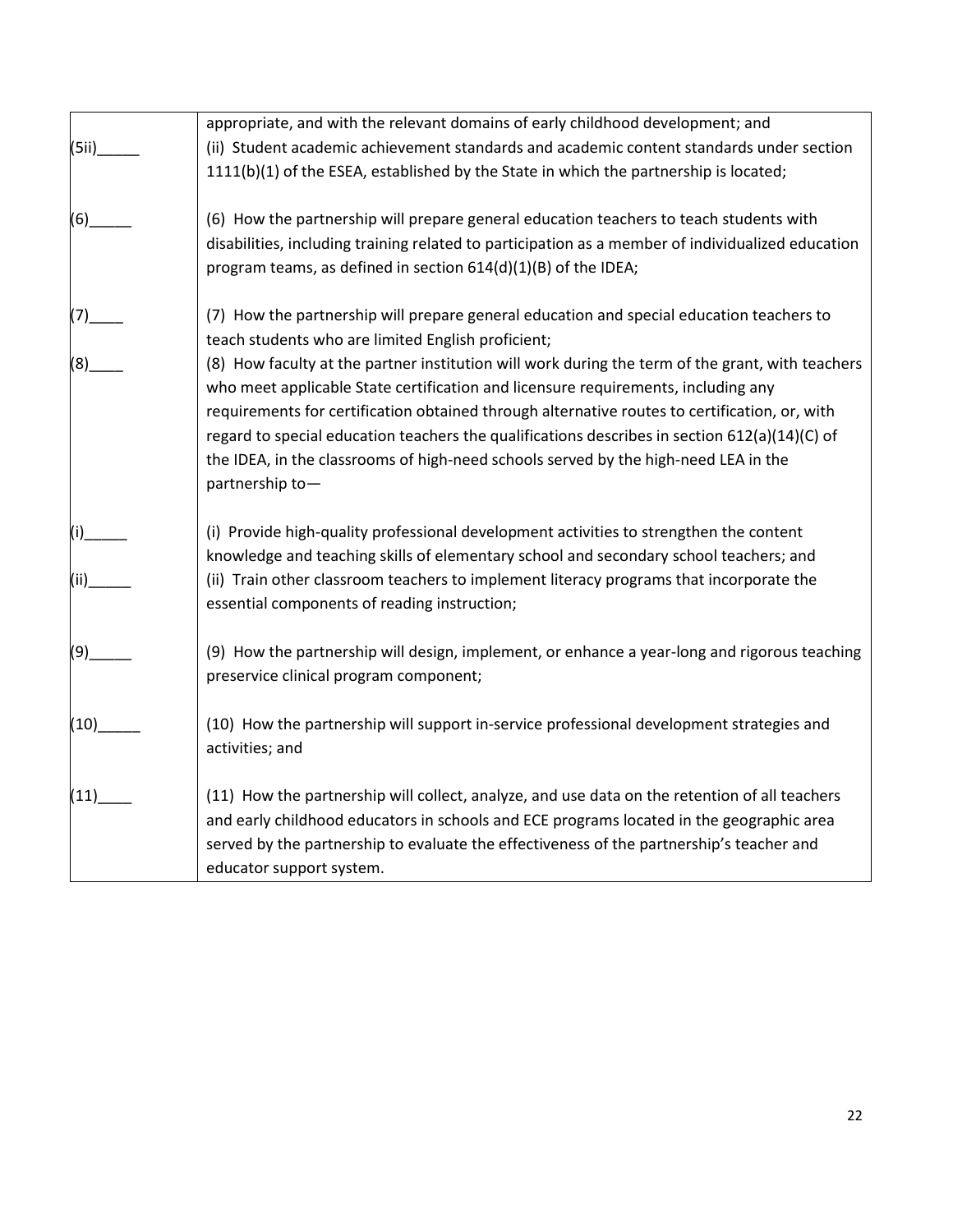| | |
|---|---|
| | appropriate, and with the relevant domains of early childhood development; and |
| (5ii)_____ | (ii) Student academic achievement standards and academic content standards under section 1111(b)(1) of the ESEA, established by the State in which the partnership is located; |
| (6)_____ | (6) How the partnership will prepare general education teachers to teach students with disabilities, including training related to participation as a member of individualized education program teams, as defined in section 614(d)(1)(B) of the IDEA; |
| (7)____ | (7) How the partnership will prepare general education and special education teachers to teach students who are limited English proficient; |
| (8)____ | (8) How faculty at the partner institution will work during the term of the grant, with teachers who meet applicable State certification and licensure requirements, including any requirements for certification obtained through alternative routes to certification, or, with regard to special education teachers the qualifications describes in section 612(a)(14)(C) of the IDEA, in the classrooms of high-need schools served by the high-need LEA in the partnership to— |
| (i)_____ | (i) Provide high-quality professional development activities to strengthen the content knowledge and teaching skills of elementary school and secondary school teachers; and |
| (ii)_____ | (ii) Train other classroom teachers to implement literacy programs that incorporate the essential components of reading instruction; |
| (9)_____ | (9) How the partnership will design, implement, or enhance a year-long and rigorous teaching preservice clinical program component; |
| (10)_____ | (10) How the partnership will support in-service professional development strategies and activities; and |
| (11)____ | (11) How the partnership will collect, analyze, and use data on the retention of all teachers and early childhood educators in schools and ECE programs located in the geographic area served by the partnership to evaluate the effectiveness of the partnership's teacher and educator support system. |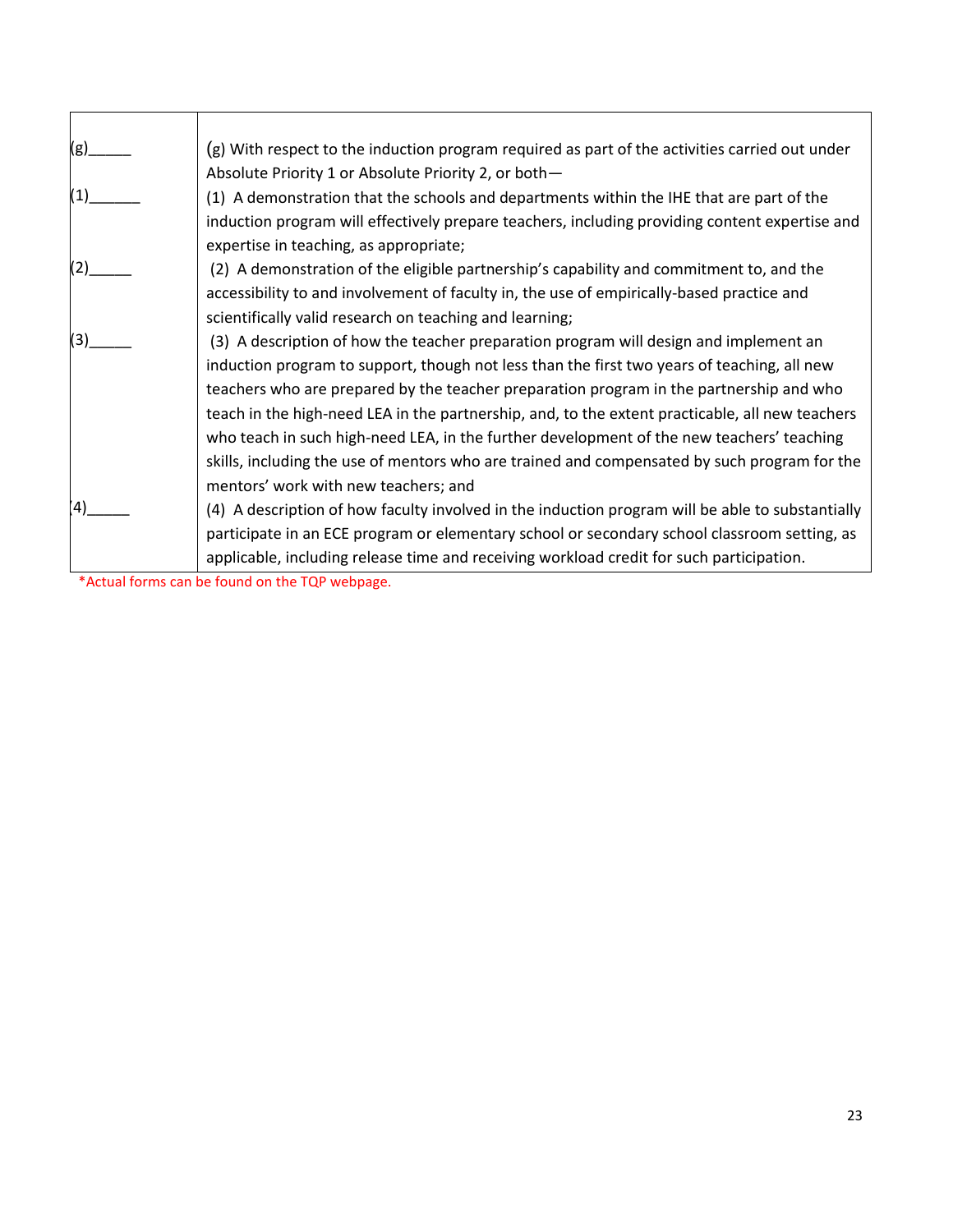| | |
|---|---|
| (g)_____ | (g) With respect to the induction program required as part of the activities carried out under Absolute Priority 1 or Absolute Priority 2, or both— |
| (1)______ | (1) A demonstration that the schools and departments within the IHE that are part of the induction program will effectively prepare teachers, including providing content expertise and expertise in teaching, as appropriate; |
| (2)_____ | (2) A demonstration of the eligible partnership's capability and commitment to, and the accessibility to and involvement of faculty in, the use of empirically-based practice and scientifically valid research on teaching and learning; |
| (3)_____ | (3) A description of how the teacher preparation program will design and implement an induction program to support, though not less than the first two years of teaching, all new teachers who are prepared by the teacher preparation program in the partnership and who teach in the high-need LEA in the partnership, and, to the extent practicable, all new teachers who teach in such high-need LEA, in the further development of the new teachers' teaching skills, including the use of mentors who are trained and compensated by such program for the mentors' work with new teachers; and |
| (4)_____ | (4) A description of how faculty involved in the induction program will be able to substantially participate in an ECE program or elementary school or secondary school classroom setting, as applicable, including release time and receiving workload credit for such participation. |

*Actual forms can be found on the TQP webpage.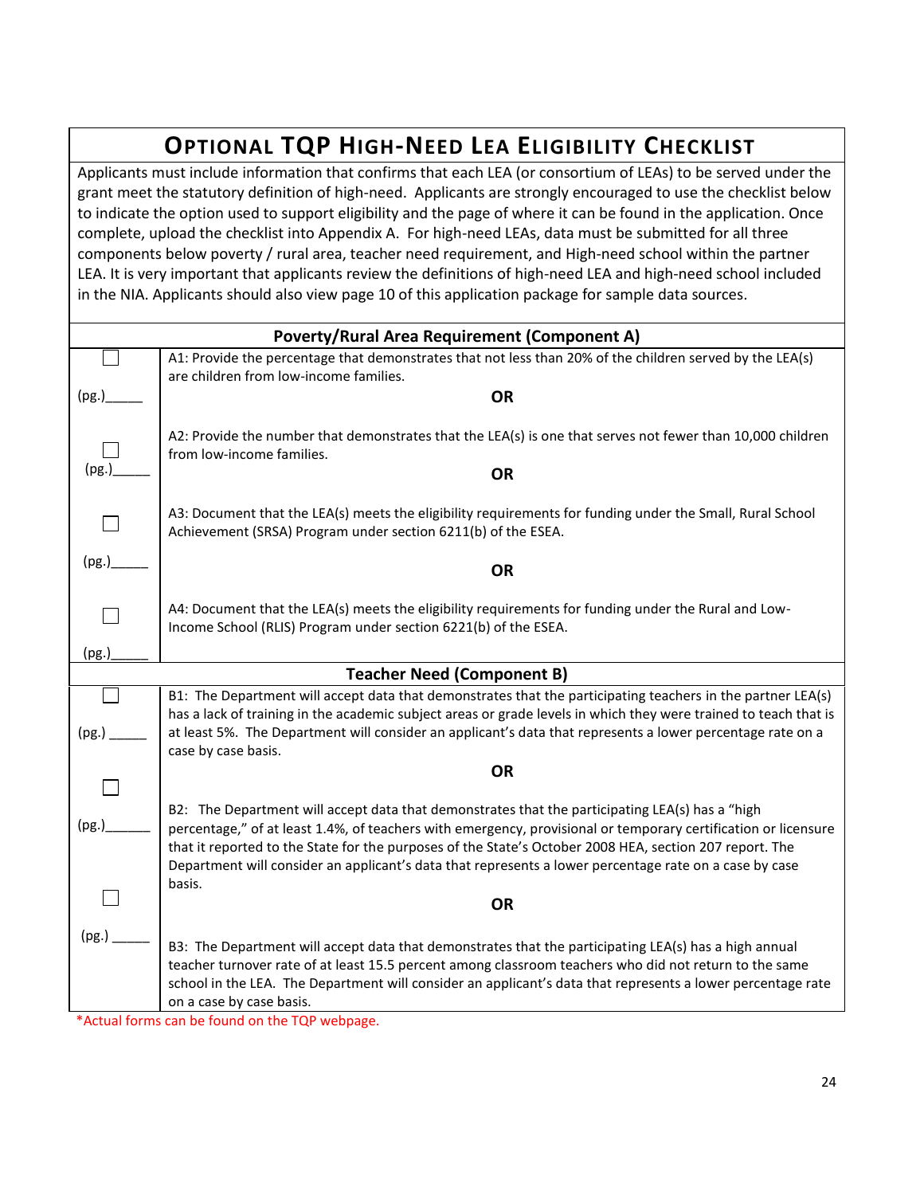# Optional TQP High-Need LEA Eligibility Checklist

Applicants must include information that confirms that each LEA (or consortium of LEAs) to be served under the grant meet the statutory definition of high-need. Applicants are strongly encouraged to use the checklist below to indicate the option used to support eligibility and the page of where it can be found in the application. Once complete, upload the checklist into Appendix A. For high-need LEAs, data must be submitted for all three components below poverty / rural area, teacher need requirement, and High-need school within the partner LEA. It is very important that applicants review the definitions of high-need LEA and high-need school included in the NIA. Applicants should also view page 10 of this application package for sample data sources.

| | **Poverty/Rural Area Requirement (Component A)** |
|---|---|
| ☐ (pg.)_____ | A1: Provide the percentage that demonstrates that not less than 20% of the children served by the LEA(s) are children from low-income families. |
| | **OR** |
| ☐ (pg.)_____ | A2: Provide the number that demonstrates that the LEA(s) is one that serves not fewer than 10,000 children from low-income families. |
| | **OR** |
| ☐ (pg.)_____ | A3: Document that the LEA(s) meets the eligibility requirements for funding under the Small, Rural School Achievement (SRSA) Program under section 6211(b) of the ESEA. |
| | **OR** |
| ☐ (pg.)_____ | A4: Document that the LEA(s) meets the eligibility requirements for funding under the Rural and Low-Income School (RLIS) Program under section 6221(b) of the ESEA. |
| | **Teacher Need (Component B)** |
| ☐ (pg.) _____ | B1: The Department will accept data that demonstrates that the participating teachers in the partner LEA(s) has a lack of training in the academic subject areas or grade levels in which they were trained to teach that is at least 5%. The Department will consider an applicant's data that represents a lower percentage rate on a case by case basis. |
| | **OR** |
| ☐ (pg.)______ | B2: The Department will accept data that demonstrates that the participating LEA(s) has a "high percentage," of at least 1.4%, of teachers with emergency, provisional or temporary certification or licensure that it reported to the State for the purposes of the State's October 2008 HEA, section 207 report. The Department will consider an applicant's data that represents a lower percentage rate on a case by case basis. |
| | **OR** |
| ☐ (pg.) _____ | B3: The Department will accept data that demonstrates that the participating LEA(s) has a high annual teacher turnover rate of at least 15.5 percent among classroom teachers who did not return to the same school in the LEA. The Department will consider an applicant's data that represents a lower percentage rate on a case by case basis. |

*Actual forms can be found on the TQP webpage.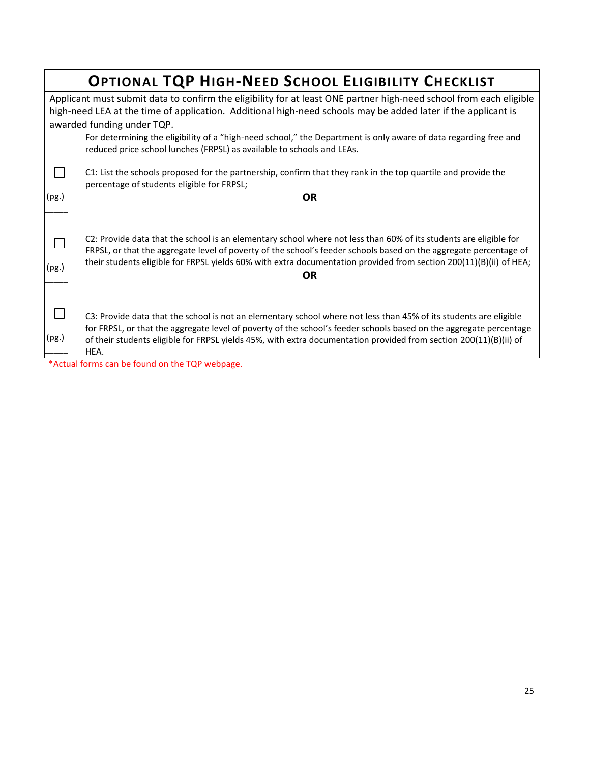## OPTIONAL TQP HIGH-NEED SCHOOL ELIGIBILITY CHECKLIST

Applicant must submit data to confirm the eligibility for at least ONE partner high-need school from each eligible high-need LEA at the time of application. Additional high-need schools may be added later if the applicant is awarded funding under TQP.

| | |
|---|---|
| | For determining the eligibility of a "high-need school," the Department is only aware of data regarding free and reduced price school lunches (FRPSL) as available to schools and LEAs. |
| ☐ (pg.) _____ | C1: List the schools proposed for the partnership, confirm that they rank in the top quartile and provide the percentage of students eligible for FRPSL; **OR** |
| ☐ (pg.) _____ | C2: Provide data that the school is an elementary school where not less than 60% of its students are eligible for FRPSL, or that the aggregate level of poverty of the school's feeder schools based on the aggregate percentage of their students eligible for FRPSL yields 60% with extra documentation provided from section 200(11)(B)(ii) of HEA; **OR** |
| ☐ (pg.) _____ | C3: Provide data that the school is not an elementary school where not less than 45% of its students are eligible for FRPSL, or that the aggregate level of poverty of the school's feeder schools based on the aggregate percentage of their students eligible for FRPSL yields 45%, with extra documentation provided from section 200(11)(B)(ii) of HEA. |

*Actual forms can be found on the TQP webpage.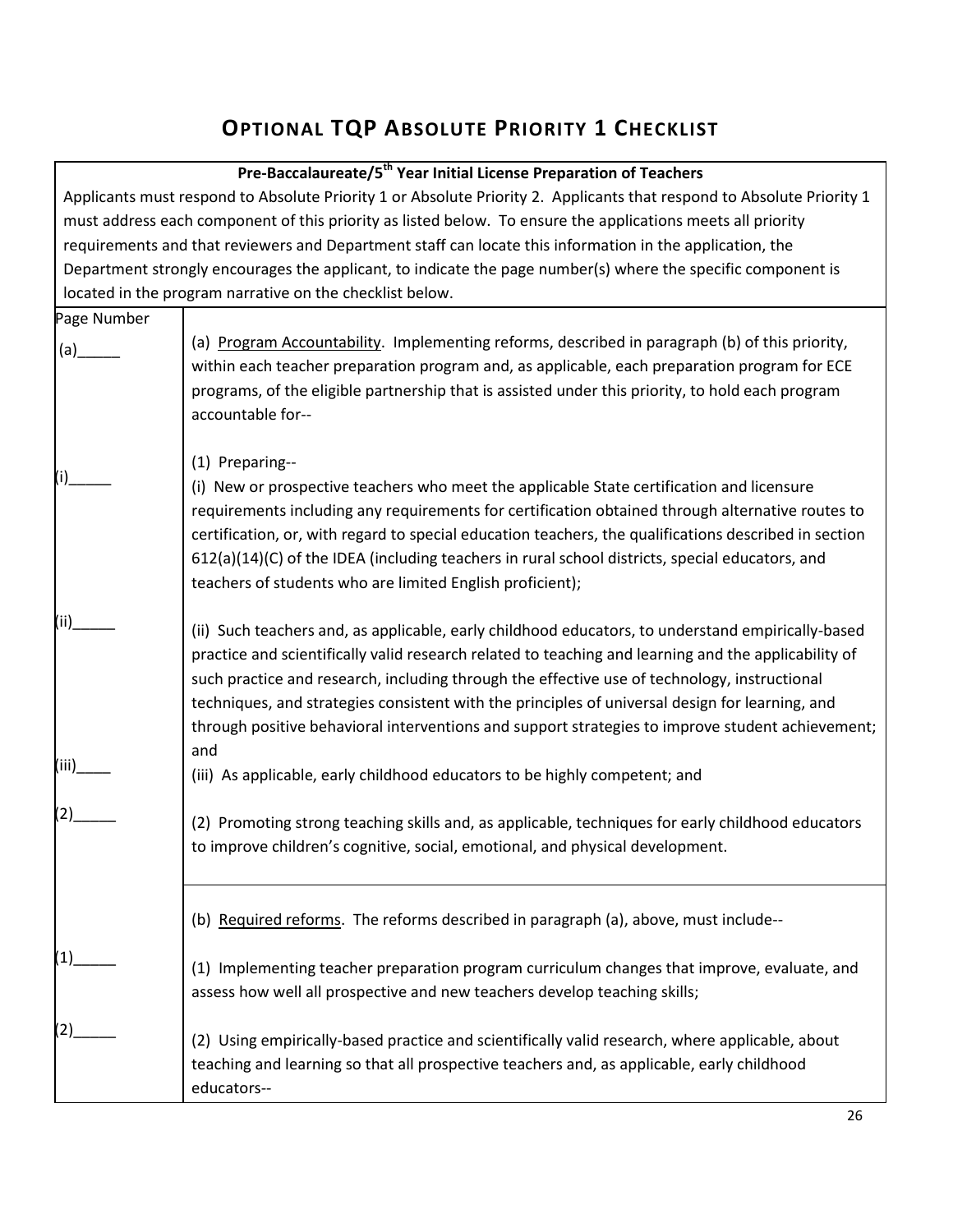# Optional TQP Absolute Priority 1 Checklist

| **Pre-Baccalaureate/5th Year Initial License Preparation of Teachers** | |
|---|---|
| Applicants must respond to Absolute Priority 1 or Absolute Priority 2. Applicants that respond to Absolute Priority 1 must address each component of this priority as listed below. To ensure the applications meets all priority requirements and that reviewers and Department staff can locate this information in the application, the Department strongly encourages the applicant, to indicate the page number(s) where the specific component is located in the program narrative on the checklist below. | |
| Page Number | |
| (a)_____ | (a) <u>Program Accountability</u>. Implementing reforms, described in paragraph (b) of this priority, within each teacher preparation program and, as applicable, each preparation program for ECE programs, of the eligible partnership that is assisted under this priority, to hold each program accountable for-- |
| (i)_____ | (1) Preparing--<br>(i) New or prospective teachers who meet the applicable State certification and licensure requirements including any requirements for certification obtained through alternative routes to certification, or, with regard to special education teachers, the qualifications described in section 612(a)(14)(C) of the IDEA (including teachers in rural school districts, special educators, and teachers of students who are limited English proficient); |
| (ii)_____ | (ii) Such teachers and, as applicable, early childhood educators, to understand empirically-based practice and scientifically valid research related to teaching and learning and the applicability of such practice and research, including through the effective use of technology, instructional techniques, and strategies consistent with the principles of universal design for learning, and through positive behavioral interventions and support strategies to improve student achievement; and |
| (iii)____ | (iii) As applicable, early childhood educators to be highly competent; and |
| (2)_____ | (2) Promoting strong teaching skills and, as applicable, techniques for early childhood educators to improve children's cognitive, social, emotional, and physical development. |
| | (b) <u>Required reforms</u>. The reforms described in paragraph (a), above, must include-- |
| (1)_____ | (1) Implementing teacher preparation program curriculum changes that improve, evaluate, and assess how well all prospective and new teachers develop teaching skills; |
| (2)_____ | (2) Using empirically-based practice and scientifically valid research, where applicable, about teaching and learning so that all prospective teachers and, as applicable, early childhood educators-- |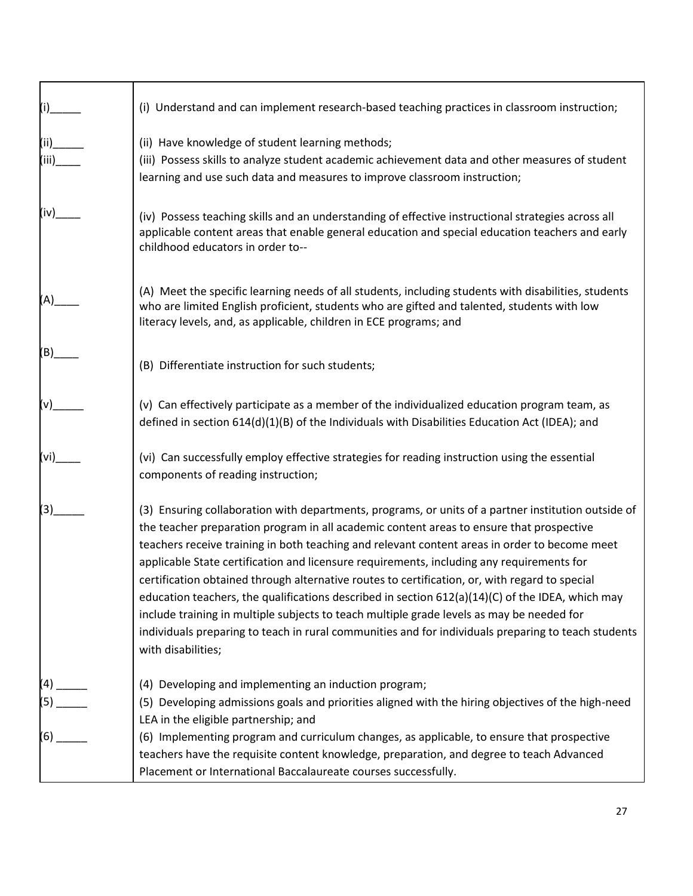| | |
|---|---|
| (i)_____ | (i) Understand and can implement research-based teaching practices in classroom instruction; |
| (ii)_____<br>(iii)____ | (ii) Have knowledge of student learning methods;<br>(iii) Possess skills to analyze student academic achievement data and other measures of student learning and use such data and measures to improve classroom instruction; |
| (iv)____ | (iv) Possess teaching skills and an understanding of effective instructional strategies across all applicable content areas that enable general education and special education teachers and early childhood educators in order to-- |
| (A)____ | (A) Meet the specific learning needs of all students, including students with disabilities, students who are limited English proficient, students who are gifted and talented, students with low literacy levels, and, as applicable, children in ECE programs; and |
| (B)____ | (B) Differentiate instruction for such students; |
| (v)_____ | (v) Can effectively participate as a member of the individualized education program team, as defined in section 614(d)(1)(B) of the Individuals with Disabilities Education Act (IDEA); and |
| (vi)____ | (vi) Can successfully employ effective strategies for reading instruction using the essential components of reading instruction; |
| (3)_____ | (3) Ensuring collaboration with departments, programs, or units of a partner institution outside of the teacher preparation program in all academic content areas to ensure that prospective teachers receive training in both teaching and relevant content areas in order to become meet applicable State certification and licensure requirements, including any requirements for certification obtained through alternative routes to certification, or, with regard to special education teachers, the qualifications described in section 612(a)(14)(C) of the IDEA, which may include training in multiple subjects to teach multiple grade levels as may be needed for individuals preparing to teach in rural communities and for individuals preparing to teach students with disabilities; |
| (4) _____<br>(5) _____<br><br>(6) _____ | (4) Developing and implementing an induction program;<br>(5) Developing admissions goals and priorities aligned with the hiring objectives of the high-need LEA in the eligible partnership; and<br>(6) Implementing program and curriculum changes, as applicable, to ensure that prospective teachers have the requisite content knowledge, preparation, and degree to teach Advanced Placement or International Baccalaureate courses successfully. |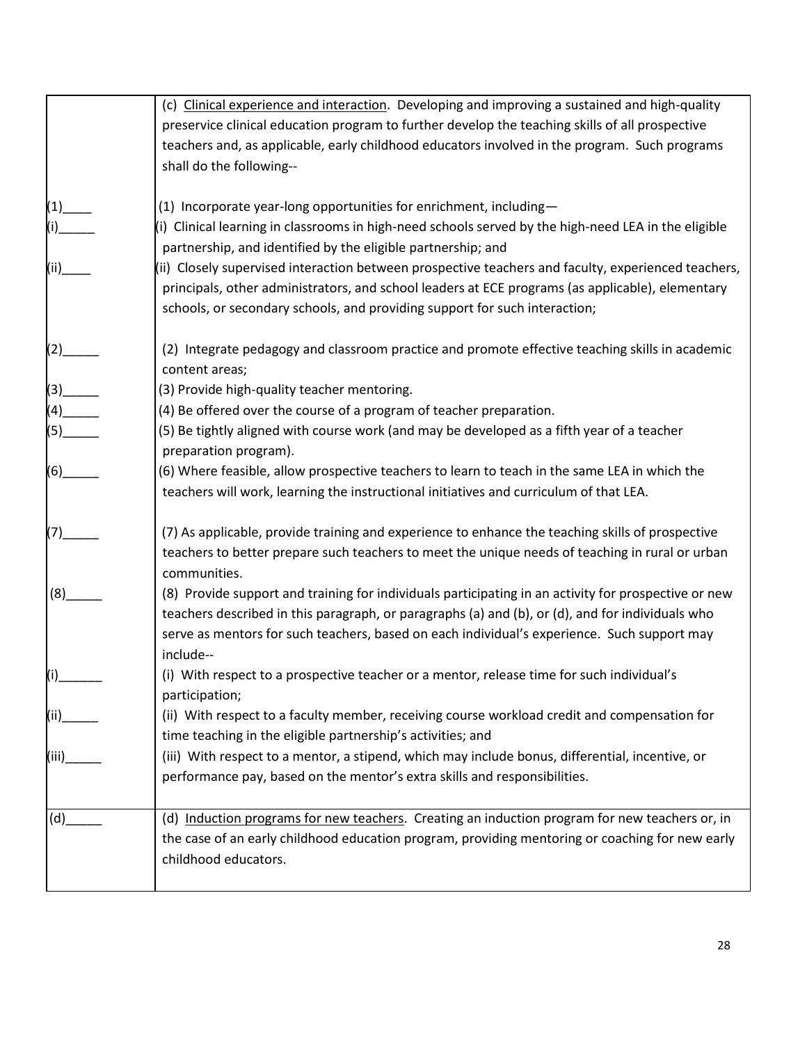| | |
|---|---|
| | (c) <u>Clinical experience and interaction</u>. Developing and improving a sustained and high-quality preservice clinical education program to further develop the teaching skills of all prospective teachers and, as applicable, early childhood educators involved in the program. Such programs shall do the following-- |
| (1)____ | (1) Incorporate year-long opportunities for enrichment, including— |
| (i)_____ | (i) Clinical learning in classrooms in high-need schools served by the high-need LEA in the eligible partnership, and identified by the eligible partnership; and |
| (ii)____ | (ii) Closely supervised interaction between prospective teachers and faculty, experienced teachers, principals, other administrators, and school leaders at ECE programs (as applicable), elementary schools, or secondary schools, and providing support for such interaction; |
| (2)_____ | (2) Integrate pedagogy and classroom practice and promote effective teaching skills in academic content areas; |
| (3)_____ | (3) Provide high-quality teacher mentoring. |
| (4)_____ | (4) Be offered over the course of a program of teacher preparation. |
| (5)_____ | (5) Be tightly aligned with course work (and may be developed as a fifth year of a teacher preparation program). |
| (6)_____ | (6) Where feasible, allow prospective teachers to learn to teach in the same LEA in which the teachers will work, learning the instructional initiatives and curriculum of that LEA. |
| (7)_____ | (7) As applicable, provide training and experience to enhance the teaching skills of prospective teachers to better prepare such teachers to meet the unique needs of teaching in rural or urban communities. |
| (8)_____ | (8) Provide support and training for individuals participating in an activity for prospective or new teachers described in this paragraph, or paragraphs (a) and (b), or (d), and for individuals who serve as mentors for such teachers, based on each individual's experience. Such support may include-- |
| (i)______ | (i) With respect to a prospective teacher or a mentor, release time for such individual's participation; |
| (ii)_____ | (ii) With respect to a faculty member, receiving course workload credit and compensation for time teaching in the eligible partnership's activities; and |
| (iii)_____ | (iii) With respect to a mentor, a stipend, which may include bonus, differential, incentive, or performance pay, based on the mentor's extra skills and responsibilities. |
| (d)_____ | (d) <u>Induction programs for new teachers</u>. Creating an induction program for new teachers or, in the case of an early childhood education program, providing mentoring or coaching for new early childhood educators. |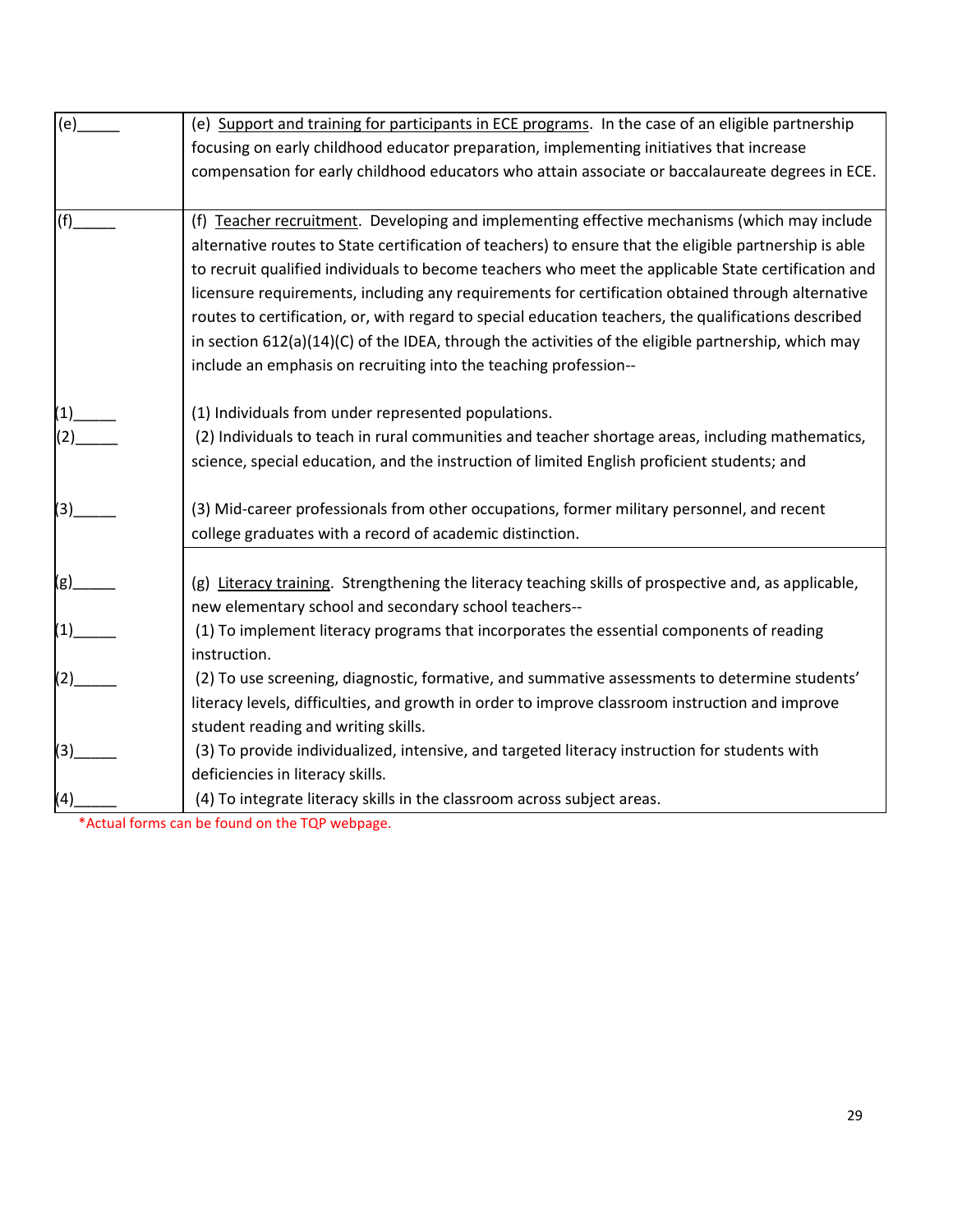| | |
|---|---|
| (e)_____ | (e) <u>Support and training for participants in ECE programs</u>. In the case of an eligible partnership focusing on early childhood educator preparation, implementing initiatives that increase compensation for early childhood educators who attain associate or baccalaureate degrees in ECE. |
| (f)_____ | (f) <u>Teacher recruitment</u>. Developing and implementing effective mechanisms (which may include alternative routes to State certification of teachers) to ensure that the eligible partnership is able to recruit qualified individuals to become teachers who meet the applicable State certification and licensure requirements, including any requirements for certification obtained through alternative routes to certification, or, with regard to special education teachers, the qualifications described in section 612(a)(14)(C) of the IDEA, through the activities of the eligible partnership, which may include an emphasis on recruiting into the teaching profession-- |
| (1)_____ | (1) Individuals from under represented populations. |
| (2)_____ | (2) Individuals to teach in rural communities and teacher shortage areas, including mathematics, science, special education, and the instruction of limited English proficient students; and |
| (3)_____ | (3) Mid-career professionals from other occupations, former military personnel, and recent college graduates with a record of academic distinction. |
| (g)_____ | (g) <u>Literacy training</u>. Strengthening the literacy teaching skills of prospective and, as applicable, new elementary school and secondary school teachers-- |
| (1)_____ | (1) To implement literacy programs that incorporates the essential components of reading instruction. |
| (2)_____ | (2) To use screening, diagnostic, formative, and summative assessments to determine students' literacy levels, difficulties, and growth in order to improve classroom instruction and improve student reading and writing skills. |
| (3)_____ | (3) To provide individualized, intensive, and targeted literacy instruction for students with deficiencies in literacy skills. |
| (4)_____ | (4) To integrate literacy skills in the classroom across subject areas. |

*Actual forms can be found on the TQP webpage.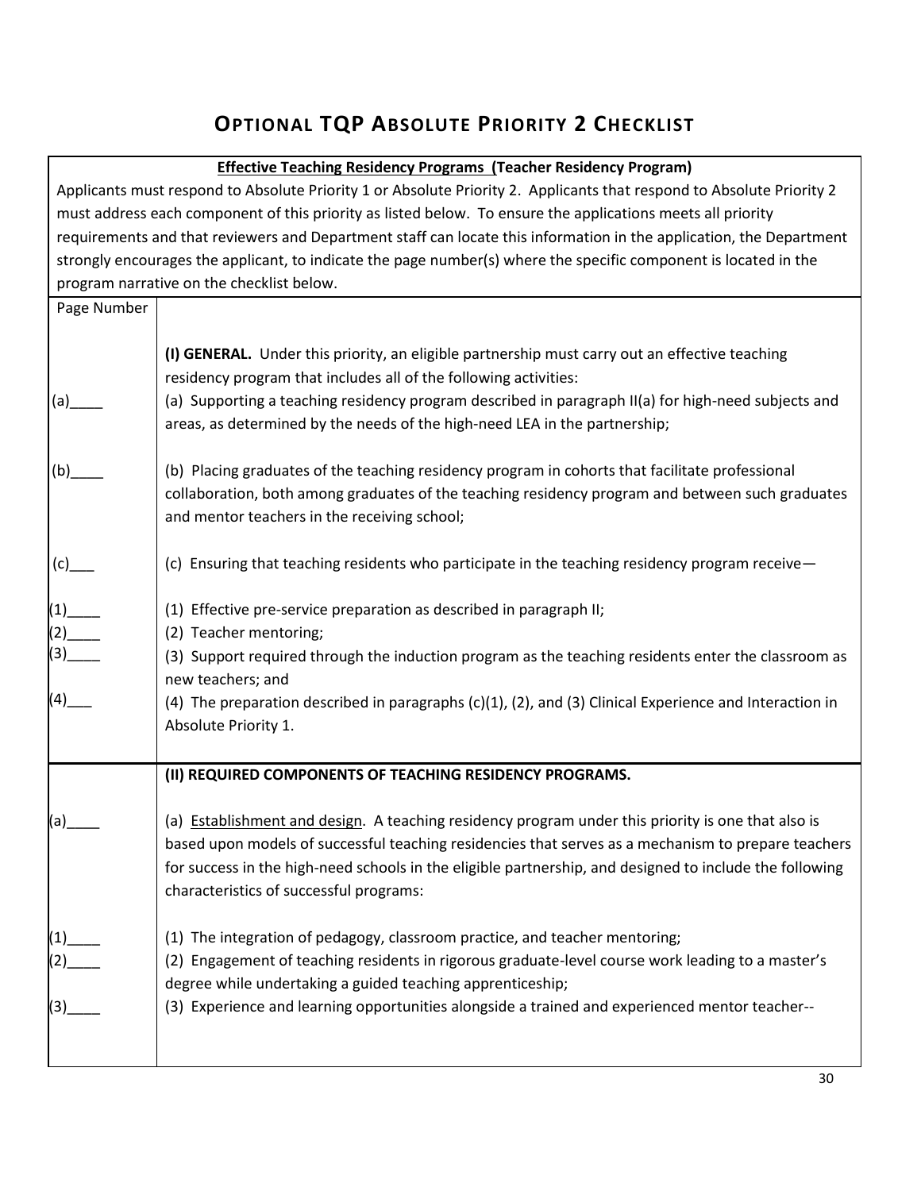# OPTIONAL TQP ABSOLUTE PRIORITY 2 CHECKLIST

| **Effective Teaching Residency Programs (Teacher Residency Program)** | |
|---|---|
| Applicants must respond to Absolute Priority 1 or Absolute Priority 2. Applicants that respond to Absolute Priority 2 must address each component of this priority as listed below. To ensure the applications meets all priority requirements and that reviewers and Department staff can locate this information in the application, the Department strongly encourages the applicant, to indicate the page number(s) where the specific component is located in the program narrative on the checklist below. | |
| Page Number | |
| | **(I) GENERAL.** Under this priority, an eligible partnership must carry out an effective teaching residency program that includes all of the following activities: |
| (a)____ | (a) Supporting a teaching residency program described in paragraph II(a) for high-need subjects and areas, as determined by the needs of the high-need LEA in the partnership; |
| (b)____ | (b) Placing graduates of the teaching residency program in cohorts that facilitate professional collaboration, both among graduates of the teaching residency program and between such graduates and mentor teachers in the receiving school; |
| (c)___ | (c) Ensuring that teaching residents who participate in the teaching residency program receive— |
| (1)____ | (1) Effective pre-service preparation as described in paragraph II; |
| (2)____ | (2) Teacher mentoring; |
| (3)____ | (3) Support required through the induction program as the teaching residents enter the classroom as new teachers; and |
| (4)___ | (4) The preparation described in paragraphs (c)(1), (2), and (3) Clinical Experience and Interaction in Absolute Priority 1. |
| | **(II) REQUIRED COMPONENTS OF TEACHING RESIDENCY PROGRAMS.** |
| (a)____ | (a) Establishment and design. A teaching residency program under this priority is one that also is based upon models of successful teaching residencies that serves as a mechanism to prepare teachers for success in the high-need schools in the eligible partnership, and designed to include the following characteristics of successful programs: |
| (1)____ | (1) The integration of pedagogy, classroom practice, and teacher mentoring; |
| (2)____ | (2) Engagement of teaching residents in rigorous graduate-level course work leading to a master's degree while undertaking a guided teaching apprenticeship; |
| (3)____ | (3) Experience and learning opportunities alongside a trained and experienced mentor teacher-- |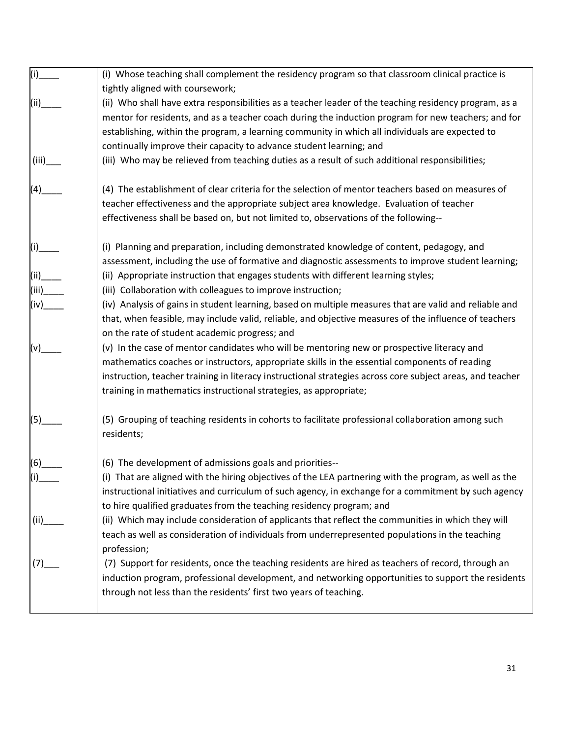| | |
|---|---|
| (i)____ | (i) Whose teaching shall complement the residency program so that classroom clinical practice is tightly aligned with coursework; |
| (ii)____ | (ii) Who shall have extra responsibilities as a teacher leader of the teaching residency program, as a mentor for residents, and as a teacher coach during the induction program for new teachers; and for establishing, within the program, a learning community in which all individuals are expected to continually improve their capacity to advance student learning; and |
| (iii)___ | (iii) Who may be relieved from teaching duties as a result of such additional responsibilities; |
| (4)____ | (4) The establishment of clear criteria for the selection of mentor teachers based on measures of teacher effectiveness and the appropriate subject area knowledge. Evaluation of teacher effectiveness shall be based on, but not limited to, observations of the following-- |
| (i)____ | (i) Planning and preparation, including demonstrated knowledge of content, pedagogy, and assessment, including the use of formative and diagnostic assessments to improve student learning; |
| (ii)____ | (ii) Appropriate instruction that engages students with different learning styles; |
| (iii)____ | (iii) Collaboration with colleagues to improve instruction; |
| (iv)____ | (iv) Analysis of gains in student learning, based on multiple measures that are valid and reliable and that, when feasible, may include valid, reliable, and objective measures of the influence of teachers on the rate of student academic progress; and |
| (v)____ | (v) In the case of mentor candidates who will be mentoring new or prospective literacy and mathematics coaches or instructors, appropriate skills in the essential components of reading instruction, teacher training in literacy instructional strategies across core subject areas, and teacher training in mathematics instructional strategies, as appropriate; |
| (5)____ | (5) Grouping of teaching residents in cohorts to facilitate professional collaboration among such residents; |
| (6)____ | (6) The development of admissions goals and priorities-- |
| (i)____ | (i) That are aligned with the hiring objectives of the LEA partnering with the program, as well as the instructional initiatives and curriculum of such agency, in exchange for a commitment by such agency to hire qualified graduates from the teaching residency program; and |
| (ii)____ | (ii) Which may include consideration of applicants that reflect the communities in which they will teach as well as consideration of individuals from underrepresented populations in the teaching profession; |
| (7)___ | (7) Support for residents, once the teaching residents are hired as teachers of record, through an induction program, professional development, and networking opportunities to support the residents through not less than the residents' first two years of teaching. |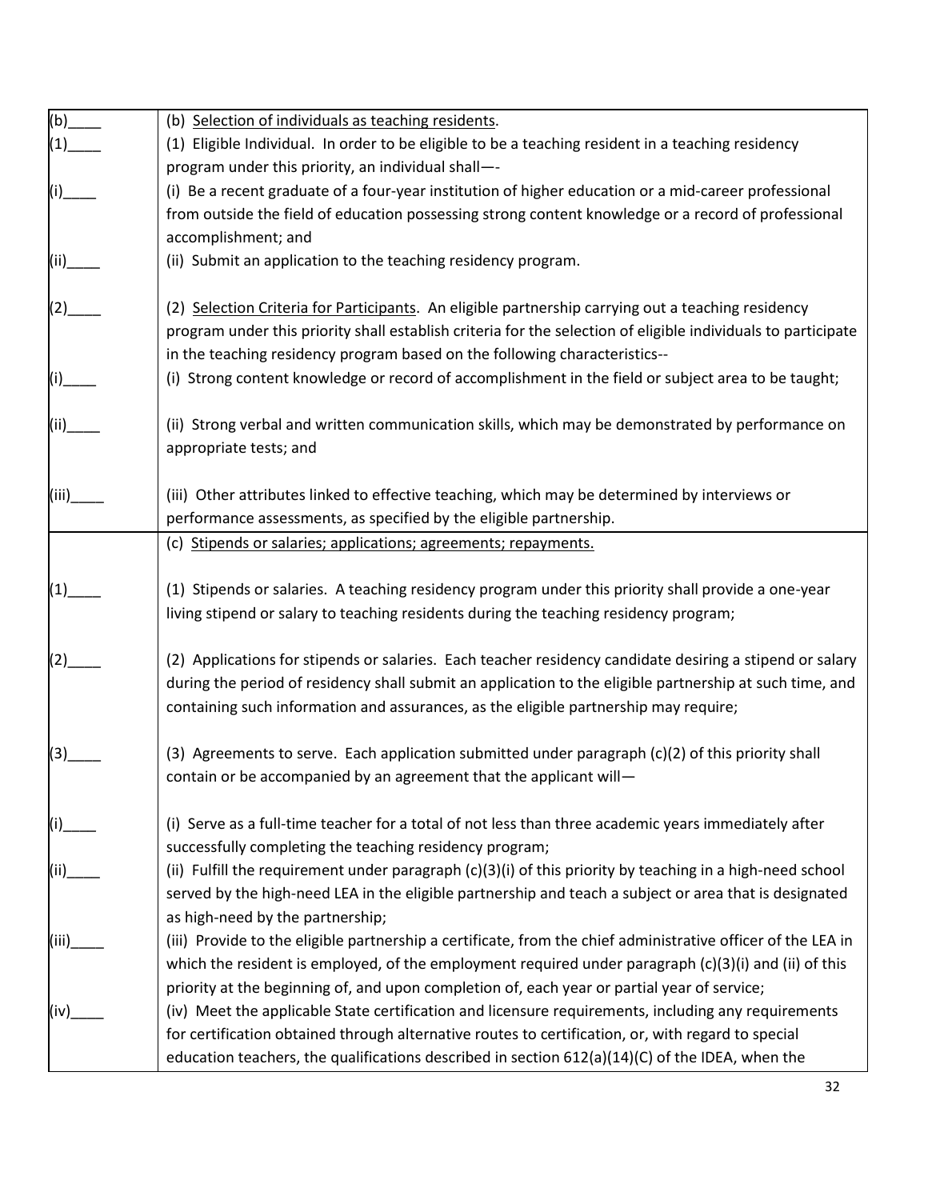| | |
|---|---|
| (b)____ | (b) <u>Selection of individuals as teaching residents</u>. |
| (1)____ | (1) Eligible Individual. In order to be eligible to be a teaching resident in a teaching residency program under this priority, an individual shall—- |
| (i)____ | (i) Be a recent graduate of a four-year institution of higher education or a mid-career professional from outside the field of education possessing strong content knowledge or a record of professional accomplishment; and |
| (ii)____ | (ii) Submit an application to the teaching residency program. |
| (2)____ | (2) <u>Selection Criteria for Participants</u>. An eligible partnership carrying out a teaching residency program under this priority shall establish criteria for the selection of eligible individuals to participate in the teaching residency program based on the following characteristics-- |
| (i)____ | (i) Strong content knowledge or record of accomplishment in the field or subject area to be taught; |
| (ii)____ | (ii) Strong verbal and written communication skills, which may be demonstrated by performance on appropriate tests; and |
| (iii)____ | (iii) Other attributes linked to effective teaching, which may be determined by interviews or performance assessments, as specified by the eligible partnership. |
| | (c) <u>Stipends or salaries; applications; agreements; repayments.</u> |
| (1)____ | (1) Stipends or salaries. A teaching residency program under this priority shall provide a one-year living stipend or salary to teaching residents during the teaching residency program; |
| (2)____ | (2) Applications for stipends or salaries. Each teacher residency candidate desiring a stipend or salary during the period of residency shall submit an application to the eligible partnership at such time, and containing such information and assurances, as the eligible partnership may require; |
| (3)____ | (3) Agreements to serve. Each application submitted under paragraph (c)(2) of this priority shall contain or be accompanied by an agreement that the applicant will— |
| (i)____ | (i) Serve as a full-time teacher for a total of not less than three academic years immediately after successfully completing the teaching residency program; |
| (ii)____ | (ii) Fulfill the requirement under paragraph (c)(3)(i) of this priority by teaching in a high-need school served by the high-need LEA in the eligible partnership and teach a subject or area that is designated as high-need by the partnership; |
| (iii)____ | (iii) Provide to the eligible partnership a certificate, from the chief administrative officer of the LEA in which the resident is employed, of the employment required under paragraph (c)(3)(i) and (ii) of this priority at the beginning of, and upon completion of, each year or partial year of service; |
| (iv)____ | (iv) Meet the applicable State certification and licensure requirements, including any requirements for certification obtained through alternative routes to certification, or, with regard to special education teachers, the qualifications described in section 612(a)(14)(C) of the IDEA, when the |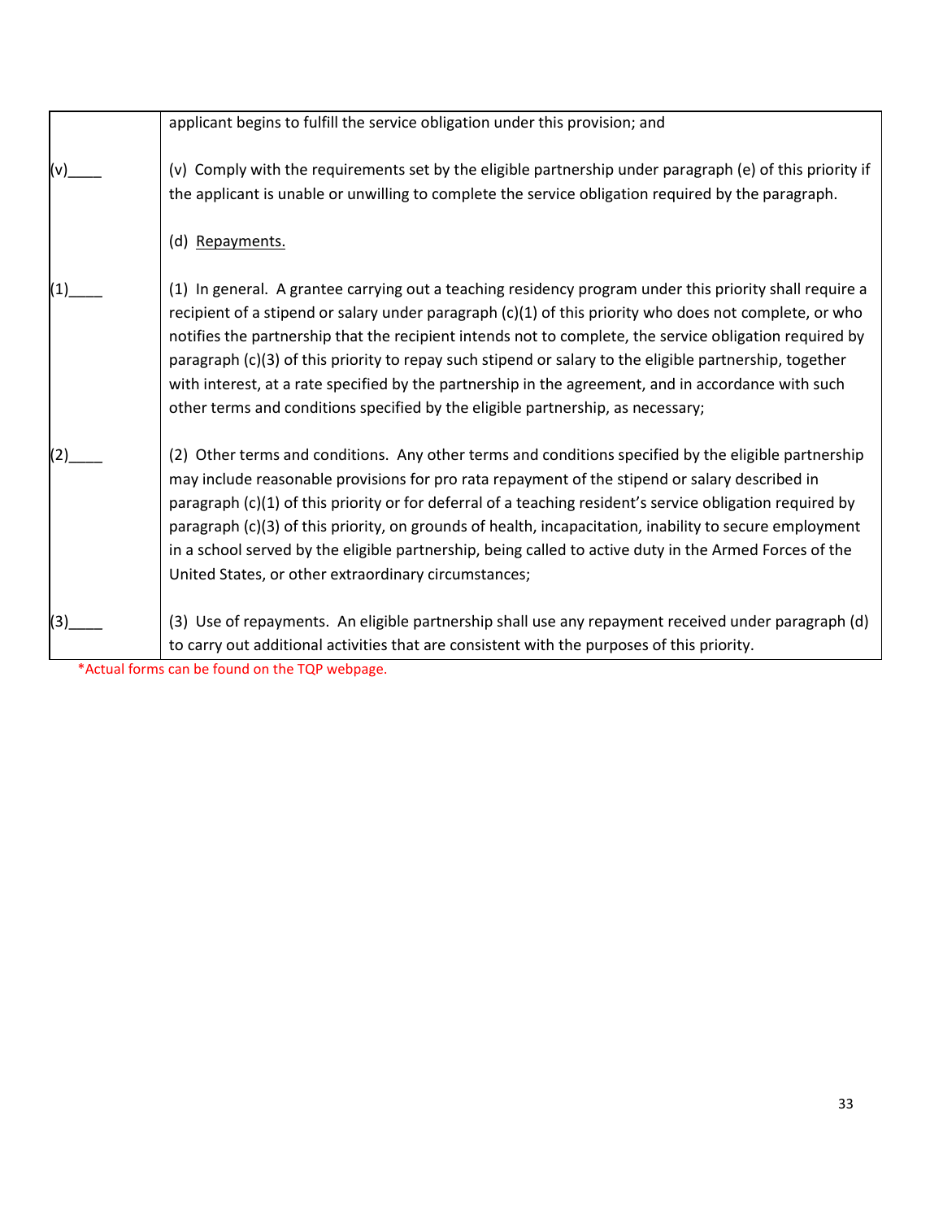| | |
|---|---|
| | applicant begins to fulfill the service obligation under this provision; and |
| (v)____ | (v) Comply with the requirements set by the eligible partnership under paragraph (e) of this priority if the applicant is unable or unwilling to complete the service obligation required by the paragraph. |
| | (d) Repayments. |
| (1)____ | (1) In general. A grantee carrying out a teaching residency program under this priority shall require a recipient of a stipend or salary under paragraph (c)(1) of this priority who does not complete, or who notifies the partnership that the recipient intends not to complete, the service obligation required by paragraph (c)(3) of this priority to repay such stipend or salary to the eligible partnership, together with interest, at a rate specified by the partnership in the agreement, and in accordance with such other terms and conditions specified by the eligible partnership, as necessary; |
| (2)____ | (2) Other terms and conditions. Any other terms and conditions specified by the eligible partnership may include reasonable provisions for pro rata repayment of the stipend or salary described in paragraph (c)(1) of this priority or for deferral of a teaching resident's service obligation required by paragraph (c)(3) of this priority, on grounds of health, incapacitation, inability to secure employment in a school served by the eligible partnership, being called to active duty in the Armed Forces of the United States, or other extraordinary circumstances; |
| (3)____ | (3) Use of repayments. An eligible partnership shall use any repayment received under paragraph (d) to carry out additional activities that are consistent with the purposes of this priority. |

*Actual forms can be found on the TQP webpage.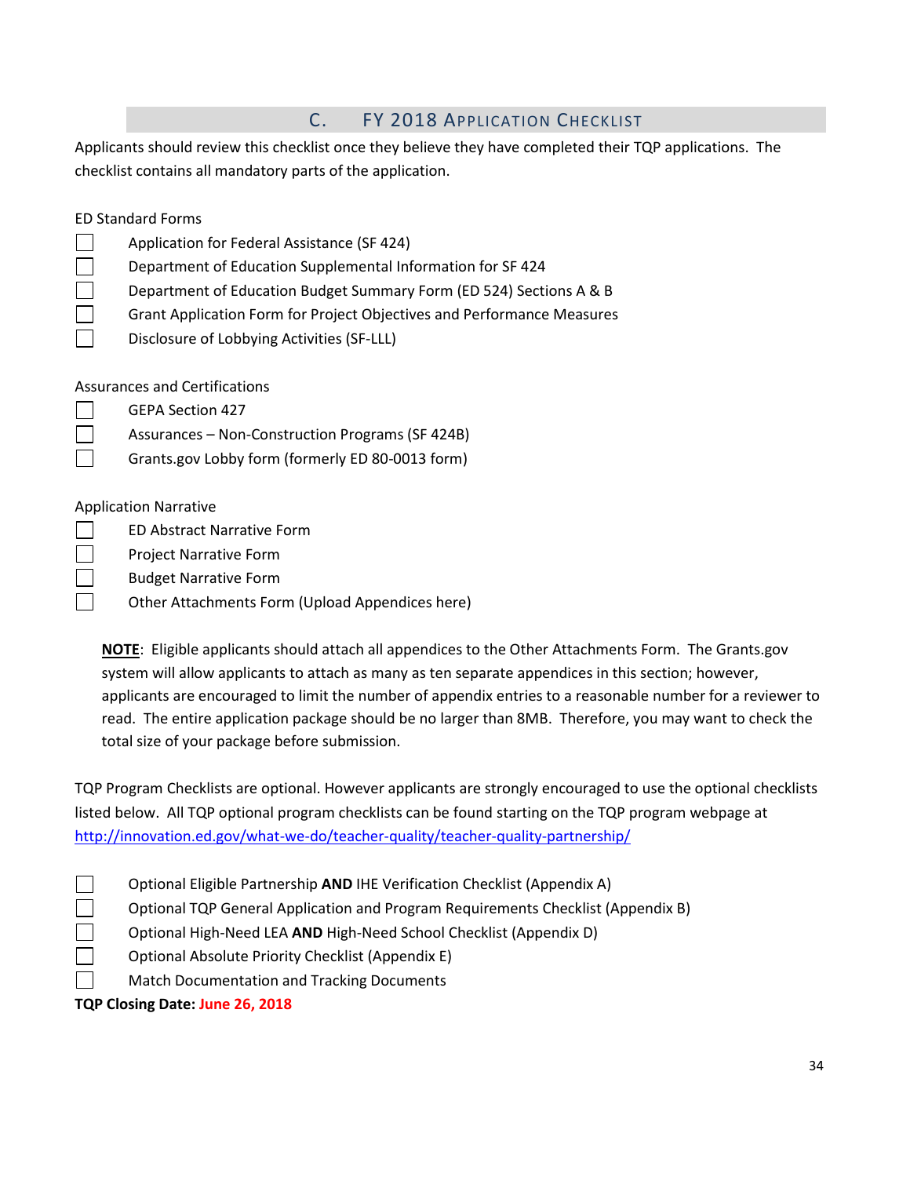## C. FY 2018 Application Checklist

Applicants should review this checklist once they believe they have completed their TQP applications. The checklist contains all mandatory parts of the application.

ED Standard Forms

- ☐ Application for Federal Assistance (SF 424)
- ☐ Department of Education Supplemental Information for SF 424
- ☐ Department of Education Budget Summary Form (ED 524) Sections A & B
- ☐ Grant Application Form for Project Objectives and Performance Measures
- ☐ Disclosure of Lobbying Activities (SF-LLL)

Assurances and Certifications

- ☐ GEPA Section 427
- ☐ Assurances – Non-Construction Programs (SF 424B)
- ☐ Grants.gov Lobby form (formerly ED 80-0013 form)

Application Narrative

- ☐ ED Abstract Narrative Form
- ☐ Project Narrative Form
- ☐ Budget Narrative Form
- ☐ Other Attachments Form (Upload Appendices here)

**NOTE**: Eligible applicants should attach all appendices to the Other Attachments Form. The Grants.gov system will allow applicants to attach as many as ten separate appendices in this section; however, applicants are encouraged to limit the number of appendix entries to a reasonable number for a reviewer to read. The entire application package should be no larger than 8MB. Therefore, you may want to check the total size of your package before submission.

TQP Program Checklists are optional. However applicants are strongly encouraged to use the optional checklists listed below. All TQP optional program checklists can be found starting on the TQP program webpage at http://innovation.ed.gov/what-we-do/teacher-quality/teacher-quality-partnership/

- ☐ Optional Eligible Partnership **AND** IHE Verification Checklist (Appendix A)
- ☐ Optional TQP General Application and Program Requirements Checklist (Appendix B)
- ☐ Optional High-Need LEA **AND** High-Need School Checklist (Appendix D)
- ☐ Optional Absolute Priority Checklist (Appendix E)
- ☐ Match Documentation and Tracking Documents

**TQP Closing Date: June 26, 2018**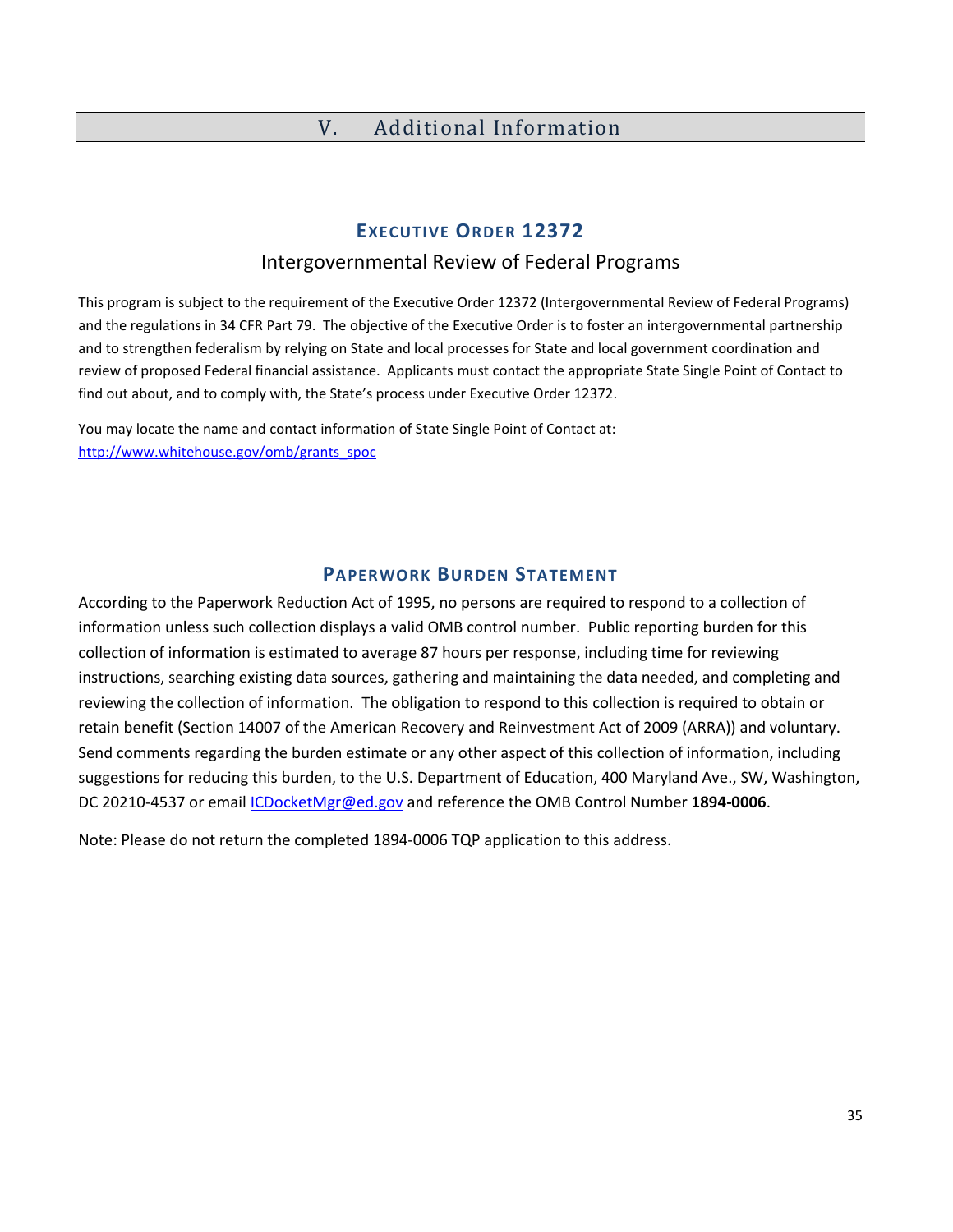# V. Additional Information

## Executive Order 12372

### Intergovernmental Review of Federal Programs

This program is subject to the requirement of the Executive Order 12372 (Intergovernmental Review of Federal Programs) and the regulations in 34 CFR Part 79. The objective of the Executive Order is to foster an intergovernmental partnership and to strengthen federalism by relying on State and local processes for State and local government coordination and review of proposed Federal financial assistance. Applicants must contact the appropriate State Single Point of Contact to find out about, and to comply with, the State's process under Executive Order 12372.

You may locate the name and contact information of State Single Point of Contact at: [http://www.whitehouse.gov/omb/grants_spoc](http://www.whitehouse.gov/omb/grants_spoc)

## Paperwork Burden Statement

According to the Paperwork Reduction Act of 1995, no persons are required to respond to a collection of information unless such collection displays a valid OMB control number. Public reporting burden for this collection of information is estimated to average 87 hours per response, including time for reviewing instructions, searching existing data sources, gathering and maintaining the data needed, and completing and reviewing the collection of information. The obligation to respond to this collection is required to obtain or retain benefit (Section 14007 of the American Recovery and Reinvestment Act of 2009 (ARRA)) and voluntary. Send comments regarding the burden estimate or any other aspect of this collection of information, including suggestions for reducing this burden, to the U.S. Department of Education, 400 Maryland Ave., SW, Washington, DC 20210-4537 or email [ICDocketMgr@ed.gov](mailto:ICDocketMgr@ed.gov) and reference the OMB Control Number **1894-0006**.

Note: Please do not return the completed 1894-0006 TQP application to this address.